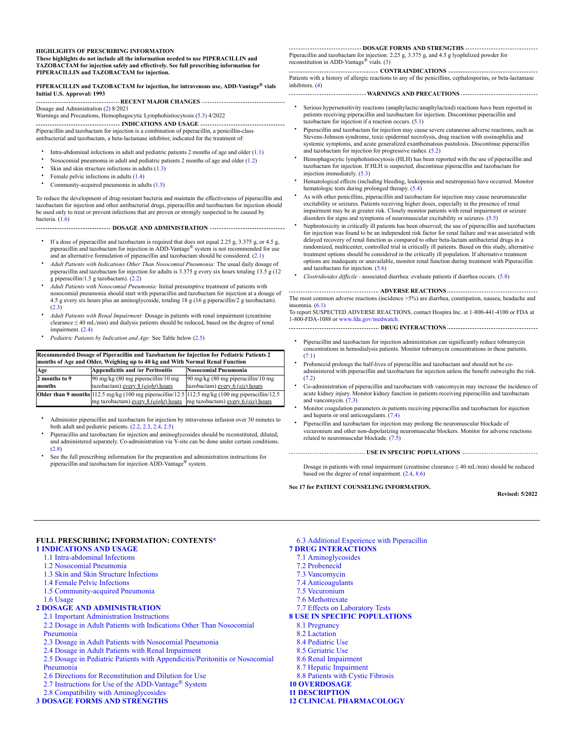**HIGHLIGHTS OF PRESCRIBING INFORMATION**
**These highlights do not include all the information needed to use PIPERACILLIN and TAZOBACTAM for injection safely and effectively. See full prescribing information for PIPERACILLIN and TAZOBACTAM for injection.**

**PIPERACILLIN and TAZOBACTAM for injection, for intravenous use, ADD-Vantage® vials**
**Initial U.S. Approval: 1993**

**RECENT MAJOR CHANGES**

Dosage and Administration (2) 8/2021
Warnings and Precautions, Hemophagocytic Lymphohistiocytosis (5.3) 4/2022

**INDICATIONS AND USAGE**

Piperacillin and tazobactam for injection is a combination of piperacillin, a penicillin-class antibacterial and tazobactam, a beta-lactamase inhibitor, indicated for the treatment of:

- Intra-abdominal infections in adult and pediatric patients 2 months of age and older (1.1)
- Nosocomial pneumonia in adult and pediatric patients 2 months of age and older (1.2)
- Skin and skin structure infections in adults (1.3)
- Female pelvic infections in adults (1.4)
- Community-acquired pneumonia in adults (1.5)

To reduce the development of drug-resistant bacteria and maintain the effectiveness of piperacillin and tazobactam for injection and other antibacterial drugs, piperacillin and tazobactam for injection should be used only to treat or prevent infections that are proven or strongly suspected to be caused by bacteria. (1.6)

**DOSAGE AND ADMINISTRATION**

- If a dose of piperacillin and tazobactam is required that does not equal 2.25 g, 3.375 g, or 4.5 g, piperacillin and tazobactam for injection in ADD-Vantage® system is not recommended for use and an alternative formulation of piperacillin and tazobactam should be considered. (2.1)
- *Adult Patients with Indications Other Than Nosocomial Pneumonia:* The usual daily dosage of piperacillin and tazobactam for injection for adults is 3.375 g every six hours totaling 13.5 g (12 g piperacillin/1.5 g tazobactam). (2.2)
- *Adult Patients with Nosocomial Pneumonia:* Initial presumptive treatment of patients with nosocomial pneumonia should start with piperacillin and tazobactam for injection at a dosage of 4.5 g every six hours plus an aminoglycoside, totaling 18 g (16 g piperacillin/2 g tazobactam). (2.3)
- *Adult Patients with Renal Impairment:* Dosage in patients with renal impairment (creatinine clearance ≤ 40 mL/min) and dialysis patients should be reduced, based on the degree of renal impairment. (2.4)
- *Pediatric Patients by Indication and Age:* See Table below (2.5)

**Recommended Dosage of Piperacillin and Tazobactam for Injection for Pediatric Patients 2 months of Age and Older, Weighing up to 40 kg and With Normal Renal Function**

| Age | Appendicitis and /or Peritonitis | Nosocomial Pneumonia |
|---|---|---|
| **2 months to 9 months** | 90 mg/kg (80 mg piperacillin/10 mg tazobactam) every 8 (*eight*) hours | 90 mg/kg (80 mg piperacillin/10 mg tazobactam) every 6 (*six*) hours |
| **Older than 9 months** | 112.5 mg/kg (100 mg piperacillin/12.5 mg tazobactam) every 8 (*eight*) hours | 112.5 mg/kg (100 mg piperacillin/12.5 mg tazobactam) every 6 (*six*) hours |

- Administer piperacillin and tazobactam for injection by intravenous infusion over 30 minutes to both adult and pediatric patients. (2.2, 2.3, 2.4, 2.5)
- Piperacillin and tazobactam for injection and aminoglycosides should be reconstituted, diluted, and administered separately. Co-administration via Y-site can be done under certain conditions. (2.8)
- See the full prescribing information for the preparation and administration instructions for piperacillin and tazobactam for injection ADD-Vantage® system.

**DOSAGE FORMS AND STRENGTHS**

Piperacillin and tazobactam for injection: 2.25 g, 3.375 g, and 4.5 g lyophilized powder for reconstitution in ADD-Vantage® vials. (3)

**CONTRAINDICATIONS**

Patients with a history of allergic reactions to any of the penicillins, cephalosporins, or beta-lactamase inhibitors. (4)

**WARNINGS AND PRECAUTIONS**

- Serious hypersensitivity reactions (anaphylactic/anaphylactoid) reactions have been reported in patients receiving piperacillin and tazobactam for injection. Discontinue piperacillin and tazobactam for injection if a reaction occurs. (5.1)
- Piperacillin and tazobactam for injection may cause severe cutaneous adverse reactions, such as Stevens-Johnson syndrome, toxic epidermal necrolysis, drug reaction with eosinophilia and systemic symptoms, and acute generalized exanthematous pustulosis. Discontinue piperacillin and tazobactam for injection for progressive rashes. (5.2)
- Hemophagocytic lymphohistiocytosis (HLH) has been reported with the use of piperacillin and tazobactam for injection. If HLH is suspected, discontinue piperacillin and tazobactam for injection immediately. (5.3)
- Hematological effects (including bleeding, leukopenia and neutropenia) have occurred. Monitor hematologic tests during prolonged therapy. (5.4)
- As with other penicillins, piperacillin and tazobactam for injection may cause neuromuscular excitability or seizures. Patients receiving higher doses, especially in the presence of renal impairment may be at greater risk. Closely monitor patients with renal impairment or seizure disorders for signs and symptoms of neuromuscular excitability or seizures. (5.5)
- Nephrotoxicity in critically ill patients has been observed; the use of piperacillin and tazobactam for injection was found to be an independent risk factor for renal failure and was associated with delayed recovery of renal function as compared to other beta-lactam antibacterial drugs in a randomized, multicenter, controlled trial in critically ill patients. Based on this study, alternative treatment options should be considered in the critically ill population. If alternative treatment options are inadequate or unavailable, monitor renal function during treatment with Piperacillin and tazobactam for injection. (5.6)
- *Clostridioides difficile* - associated diarrhea: evaluate patients if diarrhea occurs. (5.8)

**ADVERSE REACTIONS**

The most common adverse reactions (incidence >5%) are diarrhea, constipation, nausea, headache and insomnia. (6.1)

To report SUSPECTED ADVERSE REACTIONS, contact Hospira Inc. at 1-800-441-4100 or FDA at 1-800-FDA-1088 or www.fda.gov/medwatch.

**DRUG INTERACTIONS**

- Piperacillin and tazobactam for injection administration can significantly reduce tobramycin concentrations in hemodialysis patients. Monitor tobramycin concentrations in these patients. (7.1)
- Probenecid prolongs the half-lives of piperacillin and tazobactam and should not be co-administered with piperacillin and tazobactam for injection unless the benefit outweighs the risk. (7.2)
- Co-administration of piperacillin and tazobactam with vancomycin may increase the incidence of acute kidney injury. Monitor kidney function in patients receiving piperacillin and tazobactam and vancomycin. (7.3)
- Monitor coagulation parameters in patients receiving piperacillin and tazobactam for injection and heparin or oral anticoagulants. (7.4)
- Piperacillin and tazobactam for injection may prolong the neuromuscular blockade of vecuronium and other non-depolarizing neuromuscular blockers. Monitor for adverse reactions related to neuromuscular blockade. (7.5)

**USE IN SPECIFIC POPULATIONS**

Dosage in patients with renal impairment (creatinine clearance ≤ 40 mL/min) should be reduced based on the degree of renal impairment. (2.4, 8.6)

**See 17 for PATIENT COUNSELING INFORMATION.**

**Revised: 5/2022**

---

**FULL PRESCRIBING INFORMATION: CONTENTS***

**1 INDICATIONS AND USAGE**
1.1 Intra-abdominal Infections
1.2 Nosocomial Pneumonia
1.3 Skin and Skin Structure Infections
1.4 Female Pelvic Infections
1.5 Community-acquired Pneumonia
1.6 Usage

**2 DOSAGE AND ADMINISTRATION**
2.1 Important Administration Instructions
2.2 Dosage in Adult Patients with Indications Other Than Nosocomial Pneumonia
2.3 Dosage in Adult Patients with Nosocomial Pneumonia
2.4 Dosage in Adult Patients with Renal Impairment
2.5 Dosage in Pediatric Patients with Appendicitis/Peritonitis or Nosocomial Pneumonia
2.6 Directions for Reconstitution and Dilution for Use
2.7 Instructions for Use of the ADD-Vantage® System
2.8 Compatibility with Aminoglycosides

**3 DOSAGE FORMS AND STRENGTHS**

6.3 Additional Experience with Piperacillin

**7 DRUG INTERACTIONS**
7.1 Aminoglycosides
7.2 Probenecid
7.3 Vancomycin
7.4 Anticoagulants
7.5 Vecuronium
7.6 Methotrexate
7.7 Effects on Laboratory Tests

**8 USE IN SPECIFIC POPULATIONS**
8.1 Pregnancy
8.2 Lactation
8.4 Pediatric Use
8.5 Geriatric Use
8.6 Renal Impairment
8.7 Hepatic Impairment
8.8 Patients with Cystic Fibrosis

**10 OVERDOSAGE**

**11 DESCRIPTION**

**12 CLINICAL PHARMACOLOGY**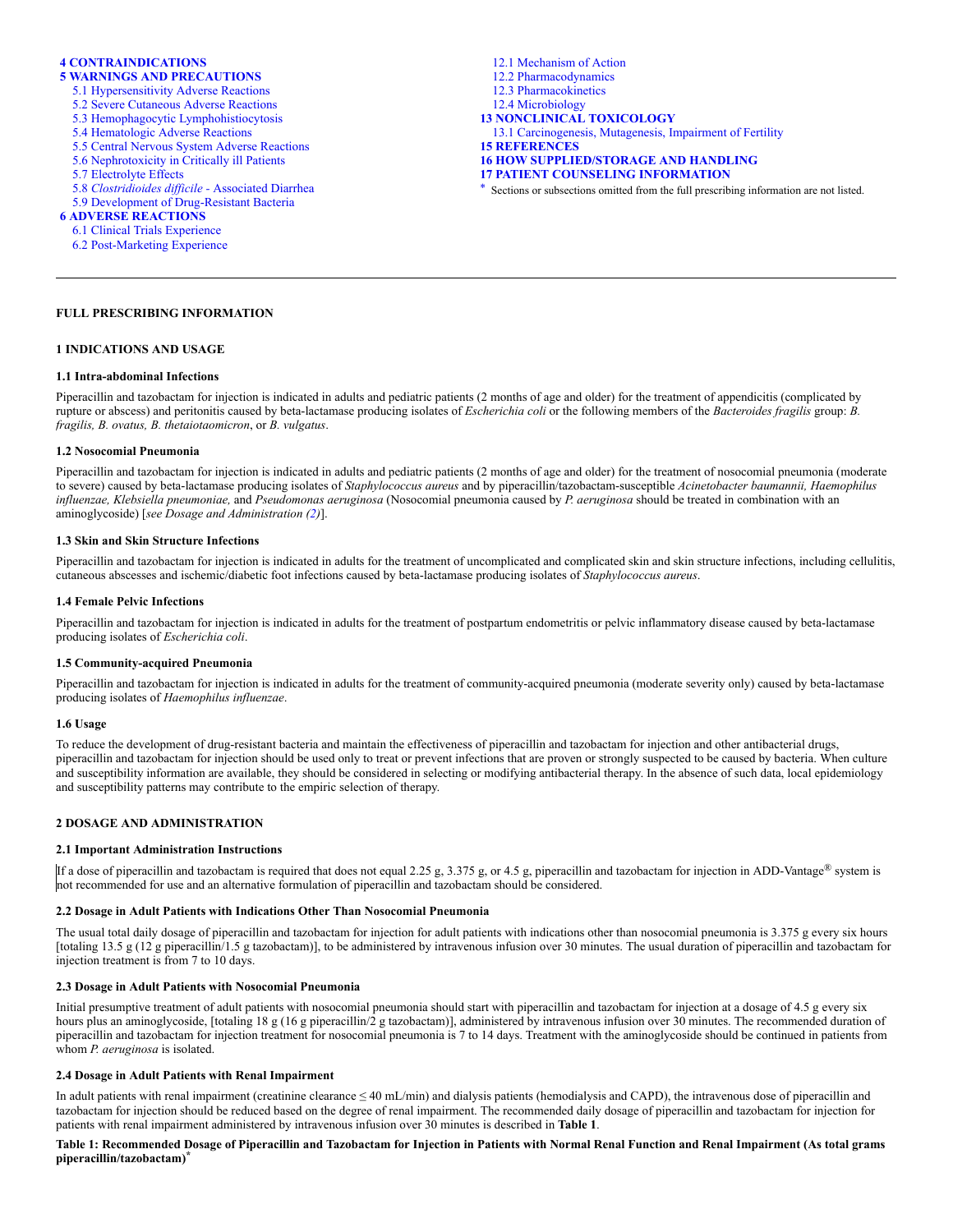**4 CONTRAINDICATIONS**

**5 WARNINGS AND PRECAUTIONS**

- 5.1 Hypersensitivity Adverse Reactions
- 5.2 Severe Cutaneous Adverse Reactions
- 5.3 Hemophagocytic Lymphohistiocytosis
- 5.4 Hematologic Adverse Reactions
- 5.5 Central Nervous System Adverse Reactions
- 5.6 Nephrotoxicity in Critically ill Patients
- 5.7 Electrolyte Effects
- 5.8 *Clostridioides difficile* - Associated Diarrhea
- 5.9 Development of Drug-Resistant Bacteria

**6 ADVERSE REACTIONS**

- 6.1 Clinical Trials Experience
- 6.2 Post-Marketing Experience

- 12.1 Mechanism of Action
- 12.2 Pharmacodynamics
- 12.3 Pharmacokinetics
- 12.4 Microbiology

**13 NONCLINICAL TOXICOLOGY**

- 13.1 Carcinogenesis, Mutagenesis, Impairment of Fertility

**15 REFERENCES**

**16 HOW SUPPLIED/STORAGE AND HANDLING**

**17 PATIENT COUNSELING INFORMATION**

\* Sections or subsections omitted from the full prescribing information are not listed.

---

## FULL PRESCRIBING INFORMATION

### 1 INDICATIONS AND USAGE

#### 1.1 Intra-abdominal Infections

Piperacillin and tazobactam for injection is indicated in adults and pediatric patients (2 months of age and older) for the treatment of appendicitis (complicated by rupture or abscess) and peritonitis caused by beta-lactamase producing isolates of *Escherichia coli* or the following members of the *Bacteroides fragilis* group: *B. fragilis, B. ovatus, B. thetaiotaomicron*, or *B. vulgatus*.

#### 1.2 Nosocomial Pneumonia

Piperacillin and tazobactam for injection is indicated in adults and pediatric patients (2 months of age and older) for the treatment of nosocomial pneumonia (moderate to severe) caused by beta-lactamase producing isolates of *Staphylococcus aureus* and by piperacillin/tazobactam-susceptible *Acinetobacter baumannii, Haemophilus influenzae, Klebsiella pneumoniae,* and *Pseudomonas aeruginosa* (Nosocomial pneumonia caused by *P. aeruginosa* should be treated in combination with an aminoglycoside) [*see Dosage and Administration (2)*].

#### 1.3 Skin and Skin Structure Infections

Piperacillin and tazobactam for injection is indicated in adults for the treatment of uncomplicated and complicated skin and skin structure infections, including cellulitis, cutaneous abscesses and ischemic/diabetic foot infections caused by beta-lactamase producing isolates of *Staphylococcus aureus*.

#### 1.4 Female Pelvic Infections

Piperacillin and tazobactam for injection is indicated in adults for the treatment of postpartum endometritis or pelvic inflammatory disease caused by beta-lactamase producing isolates of *Escherichia coli*.

#### 1.5 Community-acquired Pneumonia

Piperacillin and tazobactam for injection is indicated in adults for the treatment of community-acquired pneumonia (moderate severity only) caused by beta-lactamase producing isolates of *Haemophilus influenzae*.

#### 1.6 Usage

To reduce the development of drug-resistant bacteria and maintain the effectiveness of piperacillin and tazobactam for injection and other antibacterial drugs, piperacillin and tazobactam for injection should be used only to treat or prevent infections that are proven or strongly suspected to be caused by bacteria. When culture and susceptibility information are available, they should be considered in selecting or modifying antibacterial therapy. In the absence of such data, local epidemiology and susceptibility patterns may contribute to the empiric selection of therapy.

### 2 DOSAGE AND ADMINISTRATION

#### 2.1 Important Administration Instructions

If a dose of piperacillin and tazobactam is required that does not equal 2.25 g, 3.375 g, or 4.5 g, piperacillin and tazobactam for injection in ADD-Vantage® system is not recommended for use and an alternative formulation of piperacillin and tazobactam should be considered.

#### 2.2 Dosage in Adult Patients with Indications Other Than Nosocomial Pneumonia

The usual total daily dosage of piperacillin and tazobactam for injection for adult patients with indications other than nosocomial pneumonia is 3.375 g every six hours [totaling 13.5 g (12 g piperacillin/1.5 g tazobactam)], to be administered by intravenous infusion over 30 minutes. The usual duration of piperacillin and tazobactam for injection treatment is from 7 to 10 days.

#### 2.3 Dosage in Adult Patients with Nosocomial Pneumonia

Initial presumptive treatment of adult patients with nosocomial pneumonia should start with piperacillin and tazobactam for injection at a dosage of 4.5 g every six hours plus an aminoglycoside, [totaling 18 g (16 g piperacillin/2 g tazobactam)], administered by intravenous infusion over 30 minutes. The recommended duration of piperacillin and tazobactam for injection treatment for nosocomial pneumonia is 7 to 14 days. Treatment with the aminoglycoside should be continued in patients from whom *P. aeruginosa* is isolated.

#### 2.4 Dosage in Adult Patients with Renal Impairment

In adult patients with renal impairment (creatinine clearance ≤ 40 mL/min) and dialysis patients (hemodialysis and CAPD), the intravenous dose of piperacillin and tazobactam for injection should be reduced based on the degree of renal impairment. The recommended daily dosage of piperacillin and tazobactam for injection for patients with renal impairment administered by intravenous infusion over 30 minutes is described in **Table 1**.

**Table 1: Recommended Dosage of Piperacillin and Tazobactam for Injection in Patients with Normal Renal Function and Renal Impairment (As total grams piperacillin/tazobactam)\***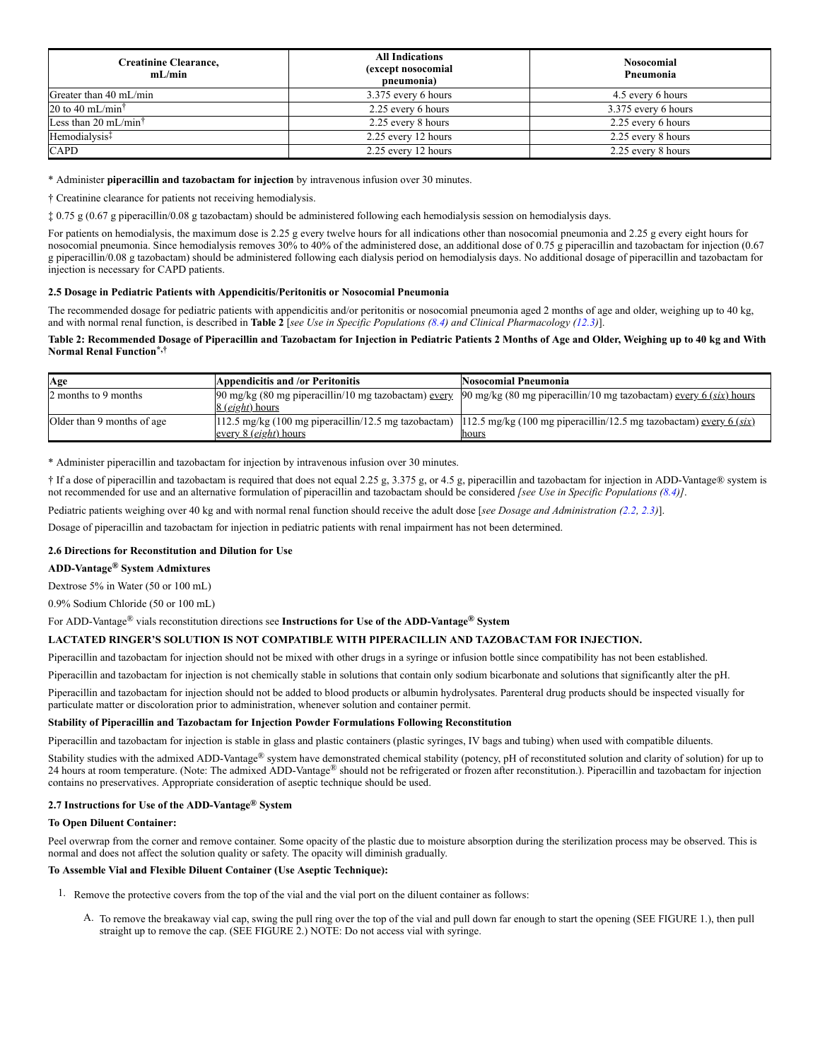| Creatinine Clearance, mL/min | All Indications (except nosocomial pneumonia) | Nosocomial Pneumonia |
|---|---|---|
| Greater than 40 mL/min | 3.375 every 6 hours | 4.5 every 6 hours |
| 20 to 40 mL/min† | 2.25 every 6 hours | 3.375 every 6 hours |
| Less than 20 mL/min† | 2.25 every 8 hours | 2.25 every 6 hours |
| Hemodialysis‡ | 2.25 every 12 hours | 2.25 every 8 hours |
| CAPD | 2.25 every 12 hours | 2.25 every 8 hours |

* Administer **piperacillin and tazobactam for injection** by intravenous infusion over 30 minutes.

† Creatinine clearance for patients not receiving hemodialysis.

‡ 0.75 g (0.67 g piperacillin/0.08 g tazobactam) should be administered following each hemodialysis session on hemodialysis days.

For patients on hemodialysis, the maximum dose is 2.25 g every twelve hours for all indications other than nosocomial pneumonia and 2.25 g every eight hours for nosocomial pneumonia. Since hemodialysis removes 30% to 40% of the administered dose, an additional dose of 0.75 g piperacillin and tazobactam for injection (0.67 g piperacillin/0.08 g tazobactam) should be administered following each dialysis period on hemodialysis days. No additional dosage of piperacillin and tazobactam for injection is necessary for CAPD patients.

### 2.5 Dosage in Pediatric Patients with Appendicitis/Peritonitis or Nosocomial Pneumonia

The recommended dosage for pediatric patients with appendicitis and/or peritonitis or nosocomial pneumonia aged 2 months of age and older, weighing up to 40 kg, and with normal renal function, is described in **Table 2** [*see Use in Specific Populations (8.4) and Clinical Pharmacology (12.3)*].

**Table 2: Recommended Dosage of Piperacillin and Tazobactam for Injection in Pediatric Patients 2 Months of Age and Older, Weighing up to 40 kg and With Normal Renal Function*,†**

| Age | Appendicitis and /or Peritonitis | Nosocomial Pneumonia |
|---|---|---|
| 2 months to 9 months | 90 mg/kg (80 mg piperacillin/10 mg tazobactam) every 8 (*eight*) hours | 90 mg/kg (80 mg piperacillin/10 mg tazobactam) every 6 (*six*) hours |
| Older than 9 months of age | 112.5 mg/kg (100 mg piperacillin/12.5 mg tazobactam) every 8 (*eight*) hours | 112.5 mg/kg (100 mg piperacillin/12.5 mg tazobactam) every 6 (*six*) hours |

* Administer piperacillin and tazobactam for injection by intravenous infusion over 30 minutes.

† If a dose of piperacillin and tazobactam is required that does not equal 2.25 g, 3.375 g, or 4.5 g, piperacillin and tazobactam for injection in ADD-Vantage® system is not recommended for use and an alternative formulation of piperacillin and tazobactam should be considered *[see Use in Specific Populations (8.4)]*.

Pediatric patients weighing over 40 kg and with normal renal function should receive the adult dose [*see Dosage and Administration (2.2, 2.3)*].

Dosage of piperacillin and tazobactam for injection in pediatric patients with renal impairment has not been determined.

### 2.6 Directions for Reconstitution and Dilution for Use

**ADD-Vantage® System Admixtures**

Dextrose 5% in Water (50 or 100 mL)

0.9% Sodium Chloride (50 or 100 mL)

For ADD-Vantage® vials reconstitution directions see **Instructions for Use of the ADD-Vantage® System**

**LACTATED RINGER'S SOLUTION IS NOT COMPATIBLE WITH PIPERACILLIN AND TAZOBACTAM FOR INJECTION.**

Piperacillin and tazobactam for injection should not be mixed with other drugs in a syringe or infusion bottle since compatibility has not been established.

Piperacillin and tazobactam for injection is not chemically stable in solutions that contain only sodium bicarbonate and solutions that significantly alter the pH.

Piperacillin and tazobactam for injection should not be added to blood products or albumin hydrolysates. Parenteral drug products should be inspected visually for particulate matter or discoloration prior to administration, whenever solution and container permit.

**Stability of Piperacillin and Tazobactam for Injection Powder Formulations Following Reconstitution**

Piperacillin and tazobactam for injection is stable in glass and plastic containers (plastic syringes, IV bags and tubing) when used with compatible diluents.

Stability studies with the admixed ADD-Vantage® system have demonstrated chemical stability (potency, pH of reconstituted solution and clarity of solution) for up to 24 hours at room temperature. (Note: The admixed ADD-Vantage® should not be refrigerated or frozen after reconstitution.). Piperacillin and tazobactam for injection contains no preservatives. Appropriate consideration of aseptic technique should be used.

### 2.7 Instructions for Use of the ADD-Vantage® System

**To Open Diluent Container:**

Peel overwrap from the corner and remove container. Some opacity of the plastic due to moisture absorption during the sterilization process may be observed. This is normal and does not affect the solution quality or safety. The opacity will diminish gradually.

**To Assemble Vial and Flexible Diluent Container (Use Aseptic Technique):**

1. Remove the protective covers from the top of the vial and the vial port on the diluent container as follows:

   A. To remove the breakaway vial cap, swing the pull ring over the top of the vial and pull down far enough to start the opening (SEE FIGURE 1.), then pull straight up to remove the cap. (SEE FIGURE 2.) NOTE: Do not access vial with syringe.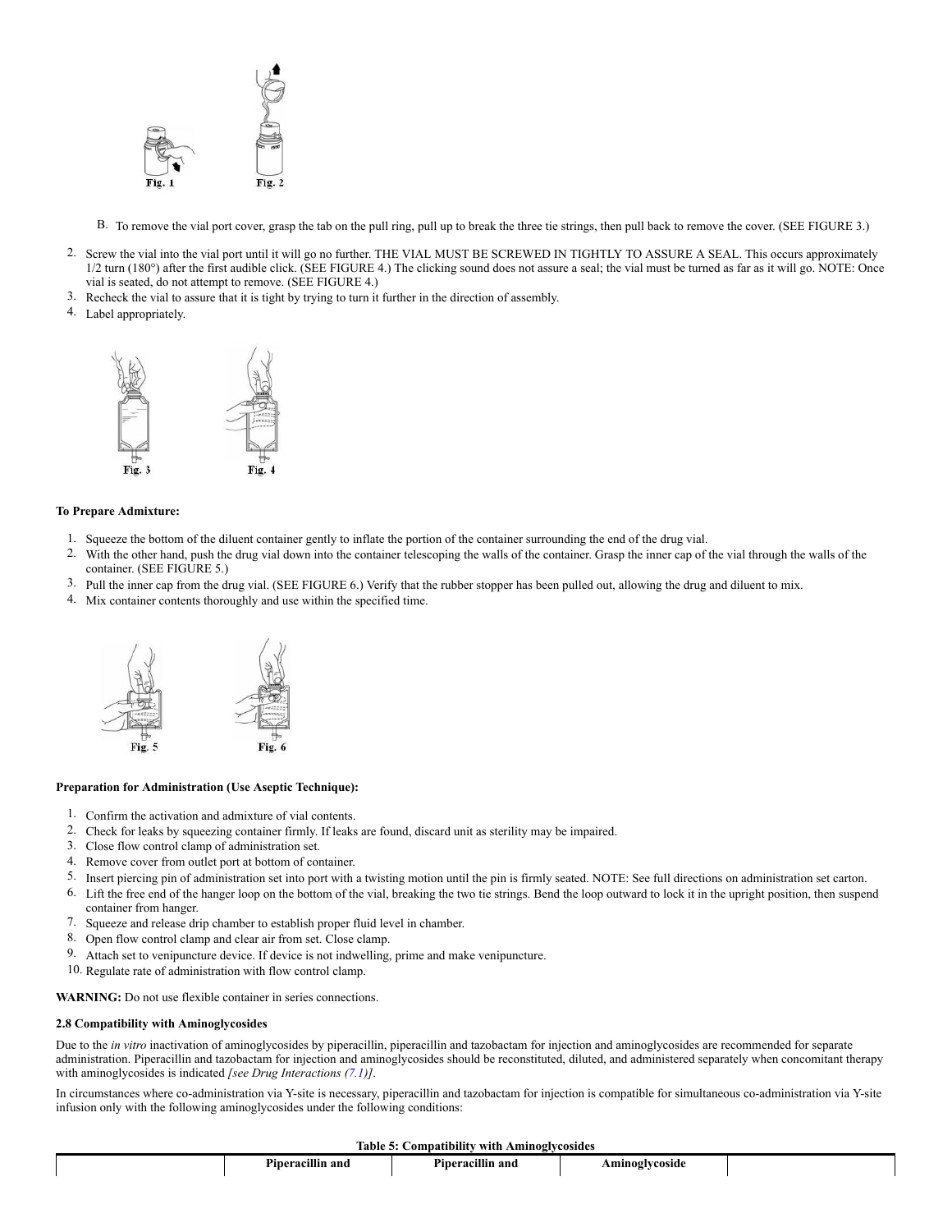Fig. 1 Fig. 2

B. To remove the vial port cover, grasp the tab on the pull ring, pull up to break the three tie strings, then pull back to remove the cover. (SEE FIGURE 3.)

2. Screw the vial into the vial port until it will go no further. THE VIAL MUST BE SCREWED IN TIGHTLY TO ASSURE A SEAL. This occurs approximately 1/2 turn (180°) after the first audible click. (SEE FIGURE 4.) The clicking sound does not assure a seal; the vial must be turned as far as it will go. NOTE: Once vial is seated, do not attempt to remove. (SEE FIGURE 4.)
3. Recheck the vial to assure that it is tight by trying to turn it further in the direction of assembly.
4. Label appropriately.

Fig. 3 Fig. 4

**To Prepare Admixture:**

1. Squeeze the bottom of the diluent container gently to inflate the portion of the container surrounding the end of the drug vial.
2. With the other hand, push the drug vial down into the container telescoping the walls of the container. Grasp the inner cap of the vial through the walls of the container. (SEE FIGURE 5.)
3. Pull the inner cap from the drug vial. (SEE FIGURE 6.) Verify that the rubber stopper has been pulled out, allowing the drug and diluent to mix.
4. Mix container contents thoroughly and use within the specified time.

Fig. 5 Fig. 6

**Preparation for Administration (Use Aseptic Technique):**

1. Confirm the activation and admixture of vial contents.
2. Check for leaks by squeezing container firmly. If leaks are found, discard unit as sterility may be impaired.
3. Close flow control clamp of administration set.
4. Remove cover from outlet port at bottom of container.
5. Insert piercing pin of administration set into port with a twisting motion until the pin is firmly seated. NOTE: See full directions on administration set carton.
6. Lift the free end of the hanger loop on the bottom of the vial, breaking the two tie strings. Bend the loop outward to lock it in the upright position, then suspend container from hanger.
7. Squeeze and release drip chamber to establish proper fluid level in chamber.
8. Open flow control clamp and clear air from set. Close clamp.
9. Attach set to venipuncture device. If device is not indwelling, prime and make venipuncture.
10. Regulate rate of administration with flow control clamp.

**WARNING:** Do not use flexible container in series connections.

### 2.8 Compatibility with Aminoglycosides

Due to the *in vitro* inactivation of aminoglycosides by piperacillin, piperacillin and tazobactam for injection and aminoglycosides are recommended for separate administration. Piperacillin and tazobactam for injection and aminoglycosides should be reconstituted, diluted, and administered separately when concomitant therapy with aminoglycosides is indicated *[see Drug Interactions (7.1)]*.

In circumstances where co-administration via Y-site is necessary, piperacillin and tazobactam for injection is compatible for simultaneous co-administration via Y-site infusion only with the following aminoglycosides under the following conditions:

**Table 5: Compatibility with Aminoglycosides**

| | Piperacillin and | Piperacillin and | Aminoglycoside | |
|---|---|---|---|---|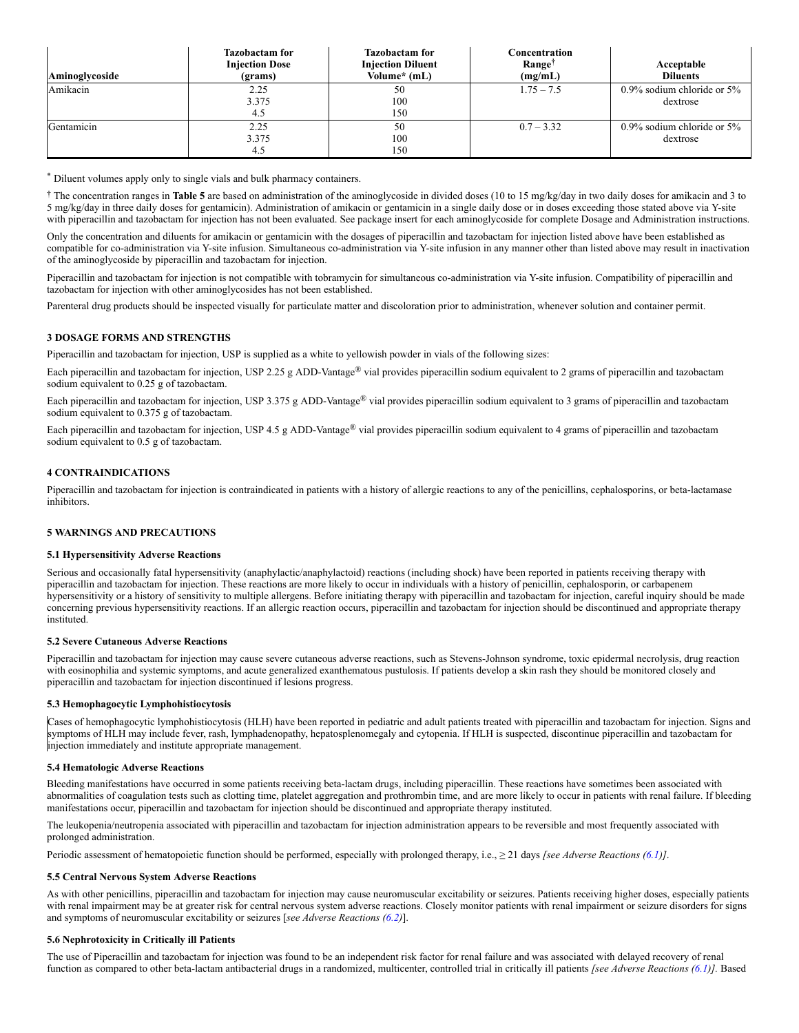| Aminoglycoside | Tazobactam for Injection Dose (grams) | Tazobactam for Injection Diluent Volume* (mL) | Concentration Range† (mg/mL) | Acceptable Diluents |
|---|---|---|---|---|
| Amikacin | 2.25<br>3.375<br>4.5 | 50<br>100<br>150 | 1.75 – 7.5 | 0.9% sodium chloride or 5% dextrose |
| Gentamicin | 2.25<br>3.375<br>4.5 | 50<br>100<br>150 | 0.7 – 3.32 | 0.9% sodium chloride or 5% dextrose |

* Diluent volumes apply only to single vials and bulk pharmacy containers.

† The concentration ranges in **Table 5** are based on administration of the aminoglycoside in divided doses (10 to 15 mg/kg/day in two daily doses for amikacin and 3 to 5 mg/kg/day in three daily doses for gentamicin). Administration of amikacin or gentamicin in a single daily dose or in doses exceeding those stated above via Y-site with piperacillin and tazobactam for injection has not been evaluated. See package insert for each aminoglycoside for complete Dosage and Administration instructions.

Only the concentration and diluents for amikacin or gentamicin with the dosages of piperacillin and tazobactam for injection listed above have been established as compatible for co-administration via Y-site infusion. Simultaneous co-administration via Y-site infusion in any manner other than listed above may result in inactivation of the aminoglycoside by piperacillin and tazobactam for injection.

Piperacillin and tazobactam for injection is not compatible with tobramycin for simultaneous co-administration via Y-site infusion. Compatibility of piperacillin and tazobactam for injection with other aminoglycosides has not been established.

Parenteral drug products should be inspected visually for particulate matter and discoloration prior to administration, whenever solution and container permit.

## 3 DOSAGE FORMS AND STRENGTHS

Piperacillin and tazobactam for injection, USP is supplied as a white to yellowish powder in vials of the following sizes:

Each piperacillin and tazobactam for injection, USP 2.25 g ADD-Vantage® vial provides piperacillin sodium equivalent to 2 grams of piperacillin and tazobactam sodium equivalent to 0.25 g of tazobactam.

Each piperacillin and tazobactam for injection, USP 3.375 g ADD-Vantage® vial provides piperacillin sodium equivalent to 3 grams of piperacillin and tazobactam sodium equivalent to 0.375 g of tazobactam.

Each piperacillin and tazobactam for injection, USP 4.5 g ADD-Vantage® vial provides piperacillin sodium equivalent to 4 grams of piperacillin and tazobactam sodium equivalent to 0.5 g of tazobactam.

## 4 CONTRAINDICATIONS

Piperacillin and tazobactam for injection is contraindicated in patients with a history of allergic reactions to any of the penicillins, cephalosporins, or beta-lactamase inhibitors.

## 5 WARNINGS AND PRECAUTIONS

### 5.1 Hypersensitivity Adverse Reactions

Serious and occasionally fatal hypersensitivity (anaphylactic/anaphylactoid) reactions (including shock) have been reported in patients receiving therapy with piperacillin and tazobactam for injection. These reactions are more likely to occur in individuals with a history of penicillin, cephalosporin, or carbapenem hypersensitivity or a history of sensitivity to multiple allergens. Before initiating therapy with piperacillin and tazobactam for injection, careful inquiry should be made concerning previous hypersensitivity reactions. If an allergic reaction occurs, piperacillin and tazobactam for injection should be discontinued and appropriate therapy instituted.

### 5.2 Severe Cutaneous Adverse Reactions

Piperacillin and tazobactam for injection may cause severe cutaneous adverse reactions, such as Stevens-Johnson syndrome, toxic epidermal necrolysis, drug reaction with eosinophilia and systemic symptoms, and acute generalized exanthematous pustulosis. If patients develop a skin rash they should be monitored closely and piperacillin and tazobactam for injection discontinued if lesions progress.

### 5.3 Hemophagocytic Lymphohistiocytosis

Cases of hemophagocytic lymphohistiocytosis (HLH) have been reported in pediatric and adult patients treated with piperacillin and tazobactam for injection. Signs and symptoms of HLH may include fever, rash, lymphadenopathy, hepatosplenomegaly and cytopenia. If HLH is suspected, discontinue piperacillin and tazobactam for injection immediately and institute appropriate management.

### 5.4 Hematologic Adverse Reactions

Bleeding manifestations have occurred in some patients receiving beta-lactam drugs, including piperacillin. These reactions have sometimes been associated with abnormalities of coagulation tests such as clotting time, platelet aggregation and prothrombin time, and are more likely to occur in patients with renal failure. If bleeding manifestations occur, piperacillin and tazobactam for injection should be discontinued and appropriate therapy instituted.

The leukopenia/neutropenia associated with piperacillin and tazobactam for injection administration appears to be reversible and most frequently associated with prolonged administration.

Periodic assessment of hematopoietic function should be performed, especially with prolonged therapy, i.e., ≥ 21 days *[see Adverse Reactions (6.1)]*.

### 5.5 Central Nervous System Adverse Reactions

As with other penicillins, piperacillin and tazobactam for injection may cause neuromuscular excitability or seizures. Patients receiving higher doses, especially patients with renal impairment may be at greater risk for central nervous system adverse reactions. Closely monitor patients with renal impairment or seizure disorders for signs and symptoms of neuromuscular excitability or seizures [*see Adverse Reactions (6.2)*].

### 5.6 Nephrotoxicity in Critically ill Patients

The use of Piperacillin and tazobactam for injection was found to be an independent risk factor for renal failure and was associated with delayed recovery of renal function as compared to other beta-lactam antibacterial drugs in a randomized, multicenter, controlled trial in critically ill patients *[see Adverse Reactions (6.1)]*. Based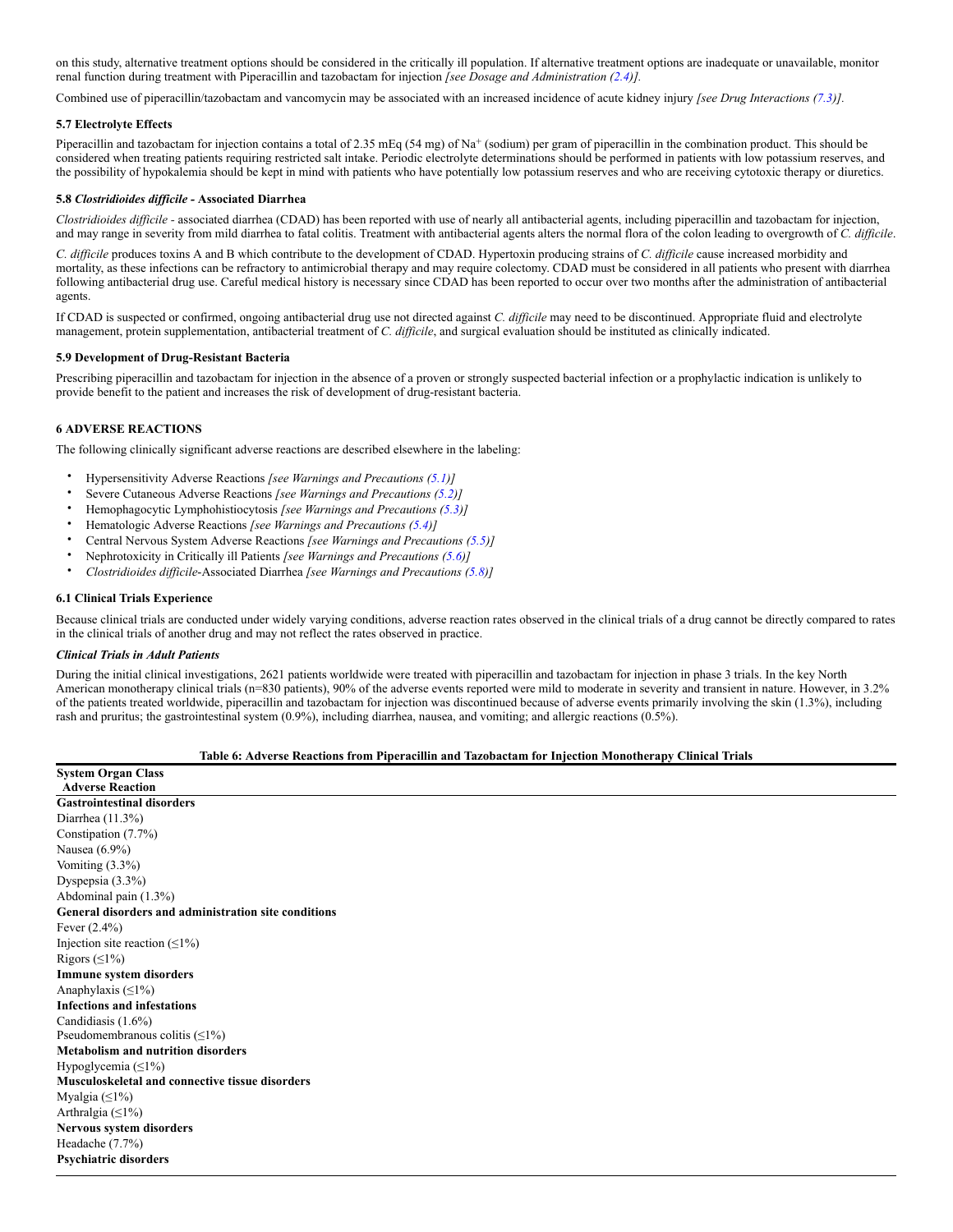on this study, alternative treatment options should be considered in the critically ill population. If alternative treatment options are inadequate or unavailable, monitor renal function during treatment with Piperacillin and tazobactam for injection *[see Dosage and Administration (2.4)].*

Combined use of piperacillin/tazobactam and vancomycin may be associated with an increased incidence of acute kidney injury *[see Drug Interactions (7.3)]*.

### 5.7 Electrolyte Effects

Piperacillin and tazobactam for injection contains a total of 2.35 mEq (54 mg) of $Na^+$ (sodium) per gram of piperacillin in the combination product. This should be considered when treating patients requiring restricted salt intake. Periodic electrolyte determinations should be performed in patients with low potassium reserves, and the possibility of hypokalemia should be kept in mind with patients who have potentially low potassium reserves and who are receiving cytotoxic therapy or diuretics.

### 5.8 *Clostridioides difficile* - Associated Diarrhea

*Clostridioides difficile* - associated diarrhea (CDAD) has been reported with use of nearly all antibacterial agents, including piperacillin and tazobactam for injection, and may range in severity from mild diarrhea to fatal colitis. Treatment with antibacterial agents alters the normal flora of the colon leading to overgrowth of *C. difficile*.

*C. difficile* produces toxins A and B which contribute to the development of CDAD. Hypertoxin producing strains of *C. difficile* cause increased morbidity and mortality, as these infections can be refractory to antimicrobial therapy and may require colectomy. CDAD must be considered in all patients who present with diarrhea following antibacterial drug use. Careful medical history is necessary since CDAD has been reported to occur over two months after the administration of antibacterial agents.

If CDAD is suspected or confirmed, ongoing antibacterial drug use not directed against *C. difficile* may need to be discontinued. Appropriate fluid and electrolyte management, protein supplementation, antibacterial treatment of *C. difficile*, and surgical evaluation should be instituted as clinically indicated.

### 5.9 Development of Drug-Resistant Bacteria

Prescribing piperacillin and tazobactam for injection in the absence of a proven or strongly suspected bacterial infection or a prophylactic indication is unlikely to provide benefit to the patient and increases the risk of development of drug-resistant bacteria.

## 6 ADVERSE REACTIONS

The following clinically significant adverse reactions are described elsewhere in the labeling:

- Hypersensitivity Adverse Reactions *[see Warnings and Precautions (5.1)]*
- Severe Cutaneous Adverse Reactions *[see Warnings and Precautions (5.2)]*
- Hemophagocytic Lymphohistiocytosis *[see Warnings and Precautions (5.3)]*
- Hematologic Adverse Reactions *[see Warnings and Precautions (5.4)]*
- Central Nervous System Adverse Reactions *[see Warnings and Precautions (5.5)]*
- Nephrotoxicity in Critically ill Patients *[see Warnings and Precautions (5.6)]*
- *Clostridioides difficile*-Associated Diarrhea *[see Warnings and Precautions (5.8)]*

### 6.1 Clinical Trials Experience

Because clinical trials are conducted under widely varying conditions, adverse reaction rates observed in the clinical trials of a drug cannot be directly compared to rates in the clinical trials of another drug and may not reflect the rates observed in practice.

***Clinical Trials in Adult Patients***

During the initial clinical investigations, 2621 patients worldwide were treated with piperacillin and tazobactam for injection in phase 3 trials. In the key North American monotherapy clinical trials (n=830 patients), 90% of the adverse events reported were mild to moderate in severity and transient in nature. However, in 3.2% of the patients treated worldwide, piperacillin and tazobactam for injection was discontinued because of adverse events primarily involving the skin (1.3%), including rash and pruritus; the gastrointestinal system (0.9%), including diarrhea, nausea, and vomiting; and allergic reactions (0.5%).

**Table 6: Adverse Reactions from Piperacillin and Tazobactam for Injection Monotherapy Clinical Trials**

| System Organ Class<br>Adverse Reaction |
|---|
| **Gastrointestinal disorders** |
| Diarrhea (11.3%) |
| Constipation (7.7%) |
| Nausea (6.9%) |
| Vomiting (3.3%) |
| Dyspepsia (3.3%) |
| Abdominal pain (1.3%) |
| **General disorders and administration site conditions** |
| Fever (2.4%) |
| Injection site reaction (≤1%) |
| Rigors (≤1%) |
| **Immune system disorders** |
| Anaphylaxis (≤1%) |
| **Infections and infestations** |
| Candidiasis (1.6%) |
| Pseudomembranous colitis (≤1%) |
| **Metabolism and nutrition disorders** |
| Hypoglycemia (≤1%) |
| **Musculoskeletal and connective tissue disorders** |
| Myalgia (≤1%) |
| Arthralgia (≤1%) |
| **Nervous system disorders** |
| Headache (7.7%) |
| **Psychiatric disorders** |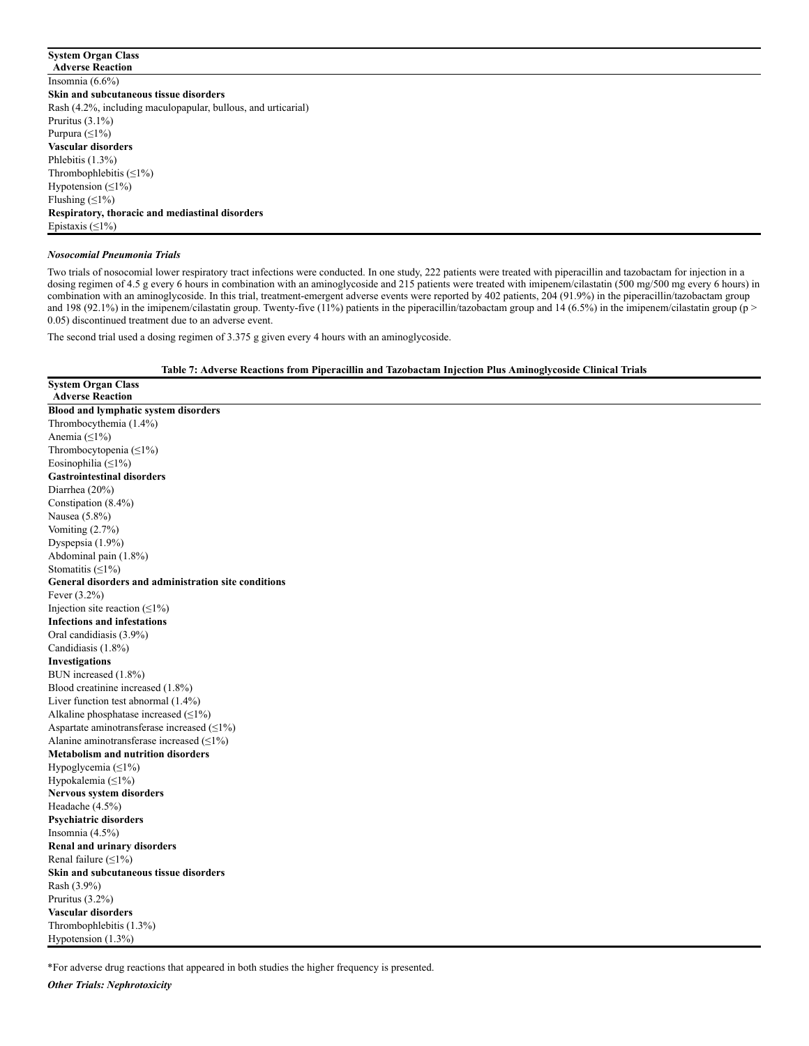| System Organ Class<br>Adverse Reaction |
|---|
| Insomnia (6.6%) |
| **Skin and subcutaneous tissue disorders** |
| Rash (4.2%, including maculopapular, bullous, and urticarial) |
| Pruritus (3.1%) |
| Purpura (≤1%) |
| **Vascular disorders** |
| Phlebitis (1.3%) |
| Thrombophlebitis (≤1%) |
| Hypotension (≤1%) |
| Flushing (≤1%) |
| **Respiratory, thoracic and mediastinal disorders** |
| Epistaxis (≤1%) |

***Nosocomial Pneumonia Trials***

Two trials of nosocomial lower respiratory tract infections were conducted. In one study, 222 patients were treated with piperacillin and tazobactam for injection in a dosing regimen of 4.5 g every 6 hours in combination with an aminoglycoside and 215 patients were treated with imipenem/cilastatin (500 mg/500 mg every 6 hours) in combination with an aminoglycoside. In this trial, treatment-emergent adverse events were reported by 402 patients, 204 (91.9%) in the piperacillin/tazobactam group and 198 (92.1%) in the imipenem/cilastatin group. Twenty-five (11%) patients in the piperacillin/tazobactam group and 14 (6.5%) in the imipenem/cilastatin group ($p > 0.05$) discontinued treatment due to an adverse event.

The second trial used a dosing regimen of 3.375 g given every 4 hours with an aminoglycoside.

**Table 7: Adverse Reactions from Piperacillin and Tazobactam Injection Plus Aminoglycoside Clinical Trials**

| System Organ Class<br>Adverse Reaction |
|---|
| **Blood and lymphatic system disorders** |
| Thrombocythemia (1.4%) |
| Anemia (≤1%) |
| Thrombocytopenia (≤1%) |
| Eosinophilia (≤1%) |
| **Gastrointestinal disorders** |
| Diarrhea (20%) |
| Constipation (8.4%) |
| Nausea (5.8%) |
| Vomiting (2.7%) |
| Dyspepsia (1.9%) |
| Abdominal pain (1.8%) |
| Stomatitis (≤1%) |
| **General disorders and administration site conditions** |
| Fever (3.2%) |
| Injection site reaction (≤1%) |
| **Infections and infestations** |
| Oral candidiasis (3.9%) |
| Candidiasis (1.8%) |
| **Investigations** |
| BUN increased (1.8%) |
| Blood creatinine increased (1.8%) |
| Liver function test abnormal (1.4%) |
| Alkaline phosphatase increased (≤1%) |
| Aspartate aminotransferase increased (≤1%) |
| Alanine aminotransferase increased (≤1%) |
| **Metabolism and nutrition disorders** |
| Hypoglycemia (≤1%) |
| Hypokalemia (≤1%) |
| **Nervous system disorders** |
| Headache (4.5%) |
| **Psychiatric disorders** |
| Insomnia (4.5%) |
| **Renal and urinary disorders** |
| Renal failure (≤1%) |
| **Skin and subcutaneous tissue disorders** |
| Rash (3.9%) |
| Pruritus (3.2%) |
| **Vascular disorders** |
| Thrombophlebitis (1.3%) |
| Hypotension (1.3%) |

*For adverse drug reactions that appeared in both studies the higher frequency is presented.

***Other Trials: Nephrotoxicity***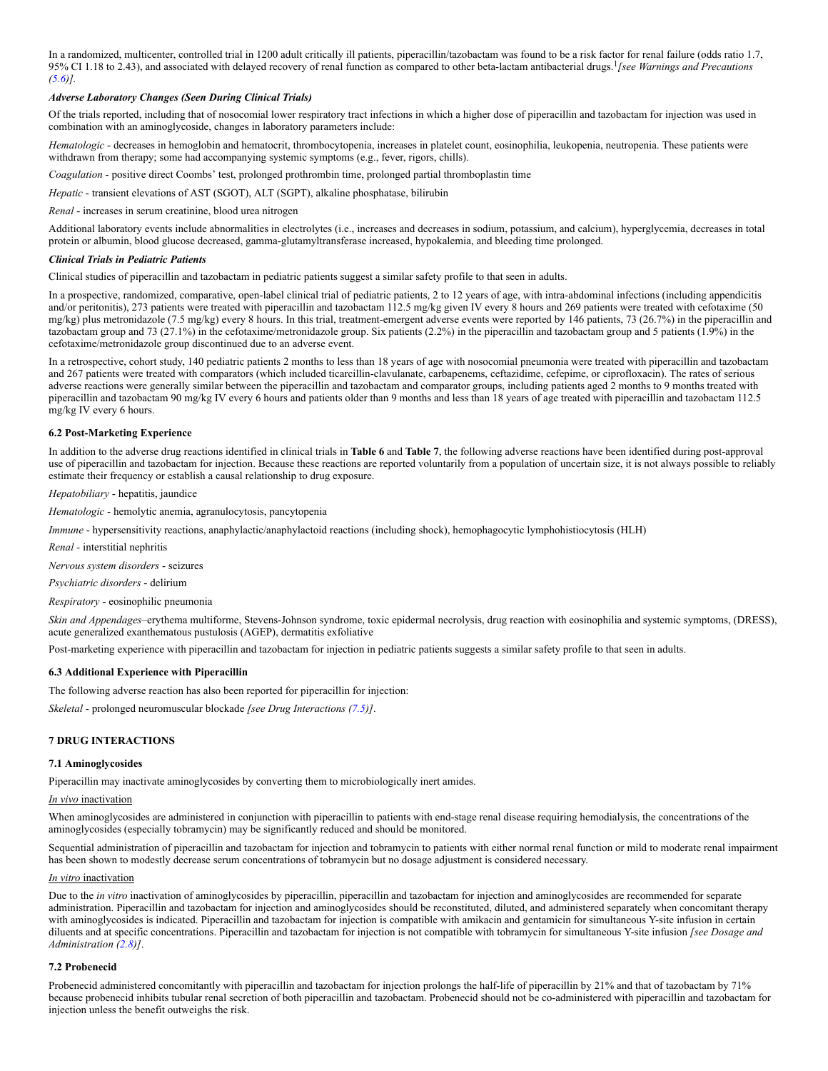In a randomized, multicenter, controlled trial in 1200 adult critically ill patients, piperacillin/tazobactam was found to be a risk factor for renal failure (odds ratio 1.7, 95% CI 1.18 to 2.43), and associated with delayed recovery of renal function as compared to other beta-lactam antibacterial drugs.[1] *[see Warnings and Precautions (5.6)].*

***Adverse Laboratory Changes (Seen During Clinical Trials)***

Of the trials reported, including that of nosocomial lower respiratory tract infections in which a higher dose of piperacillin and tazobactam for injection was used in combination with an aminoglycoside, changes in laboratory parameters include:

*Hematologic* - decreases in hemoglobin and hematocrit, thrombocytopenia, increases in platelet count, eosinophilia, leukopenia, neutropenia. These patients were withdrawn from therapy; some had accompanying systemic symptoms (e.g., fever, rigors, chills).

*Coagulation* - positive direct Coombs' test, prolonged prothrombin time, prolonged partial thromboplastin time

*Hepatic* - transient elevations of AST (SGOT), ALT (SGPT), alkaline phosphatase, bilirubin

*Renal* - increases in serum creatinine, blood urea nitrogen

Additional laboratory events include abnormalities in electrolytes (i.e., increases and decreases in sodium, potassium, and calcium), hyperglycemia, decreases in total protein or albumin, blood glucose decreased, gamma-glutamyltransferase increased, hypokalemia, and bleeding time prolonged.

***Clinical Trials in Pediatric Patients***

Clinical studies of piperacillin and tazobactam in pediatric patients suggest a similar safety profile to that seen in adults.

In a prospective, randomized, comparative, open-label clinical trial of pediatric patients, 2 to 12 years of age, with intra-abdominal infections (including appendicitis and/or peritonitis), 273 patients were treated with piperacillin and tazobactam 112.5 mg/kg given IV every 8 hours and 269 patients were treated with cefotaxime (50 mg/kg) plus metronidazole (7.5 mg/kg) every 8 hours. In this trial, treatment-emergent adverse events were reported by 146 patients, 73 (26.7%) in the piperacillin and tazobactam group and 73 (27.1%) in the cefotaxime/metronidazole group. Six patients (2.2%) in the piperacillin and tazobactam group and 5 patients (1.9%) in the cefotaxime/metronidazole group discontinued due to an adverse event.

In a retrospective, cohort study, 140 pediatric patients 2 months to less than 18 years of age with nosocomial pneumonia were treated with piperacillin and tazobactam and 267 patients were treated with comparators (which included ticarcillin-clavulanate, carbapenems, ceftazidime, cefepime, or ciprofloxacin). The rates of serious adverse reactions were generally similar between the piperacillin and tazobactam and comparator groups, including patients aged 2 months to 9 months treated with piperacillin and tazobactam 90 mg/kg IV every 6 hours and patients older than 9 months and less than 18 years of age treated with piperacillin and tazobactam 112.5 mg/kg IV every 6 hours.

### 6.2 Post-Marketing Experience

In addition to the adverse drug reactions identified in clinical trials in **Table 6** and **Table 7**, the following adverse reactions have been identified during post-approval use of piperacillin and tazobactam for injection. Because these reactions are reported voluntarily from a population of uncertain size, it is not always possible to reliably estimate their frequency or establish a causal relationship to drug exposure.

*Hepatobiliary* - hepatitis, jaundice

*Hematologic* - hemolytic anemia, agranulocytosis, pancytopenia

*Immune* - hypersensitivity reactions, anaphylactic/anaphylactoid reactions (including shock), hemophagocytic lymphohistiocytosis (HLH)

*Renal* - interstitial nephritis

*Nervous system disorders* - seizures

*Psychiatric disorders* - delirium

*Respiratory* - eosinophilic pneumonia

*Skin and Appendages*–erythema multiforme, Stevens-Johnson syndrome, toxic epidermal necrolysis, drug reaction with eosinophilia and systemic symptoms, (DRESS), acute generalized exanthematous pustulosis (AGEP), dermatitis exfoliative

Post-marketing experience with piperacillin and tazobactam for injection in pediatric patients suggests a similar safety profile to that seen in adults.

### 6.3 Additional Experience with Piperacillin

The following adverse reaction has also been reported for piperacillin for injection:

*Skeletal* - prolonged neuromuscular blockade *[see Drug Interactions (7.5)]*.

## 7 DRUG INTERACTIONS

### 7.1 Aminoglycosides

Piperacillin may inactivate aminoglycosides by converting them to microbiologically inert amides.

*In vivo* inactivation

When aminoglycosides are administered in conjunction with piperacillin to patients with end-stage renal disease requiring hemodialysis, the concentrations of the aminoglycosides (especially tobramycin) may be significantly reduced and should be monitored.

Sequential administration of piperacillin and tazobactam for injection and tobramycin to patients with either normal renal function or mild to moderate renal impairment has been shown to modestly decrease serum concentrations of tobramycin but no dosage adjustment is considered necessary.

*In vitro* inactivation

Due to the *in vitro* inactivation of aminoglycosides by piperacillin, piperacillin and tazobactam for injection and aminoglycosides are recommended for separate administration. Piperacillin and tazobactam for injection and aminoglycosides should be reconstituted, diluted, and administered separately when concomitant therapy with aminoglycosides is indicated. Piperacillin and tazobactam for injection is compatible with amikacin and gentamicin for simultaneous Y-site infusion in certain diluents and at specific concentrations. Piperacillin and tazobactam for injection is not compatible with tobramycin for simultaneous Y-site infusion *[see Dosage and Administration (2.8)]*.

### 7.2 Probenecid

Probenecid administered concomitantly with piperacillin and tazobactam for injection prolongs the half-life of piperacillin by 21% and that of tazobactam by 71% because probenecid inhibits tubular renal secretion of both piperacillin and tazobactam. Probenecid should not be co-administered with piperacillin and tazobactam for injection unless the benefit outweighs the risk.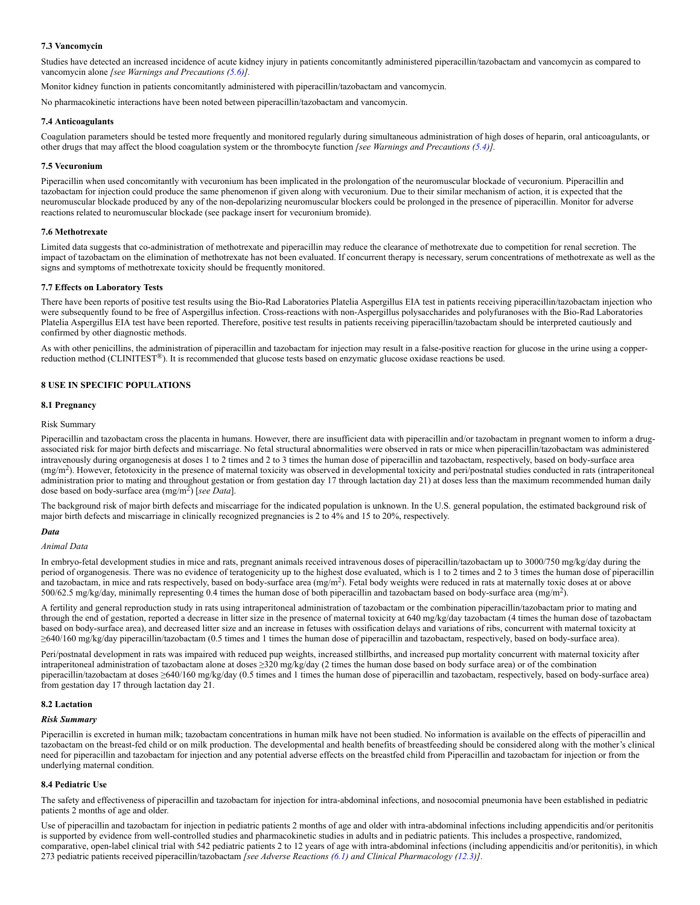### 7.3 Vancomycin

Studies have detected an increased incidence of acute kidney injury in patients concomitantly administered piperacillin/tazobactam and vancomycin as compared to vancomycin alone *[see Warnings and Precautions (5.6)]*.

Monitor kidney function in patients concomitantly administered with piperacillin/tazobactam and vancomycin.

No pharmacokinetic interactions have been noted between piperacillin/tazobactam and vancomycin.

### 7.4 Anticoagulants

Coagulation parameters should be tested more frequently and monitored regularly during simultaneous administration of high doses of heparin, oral anticoagulants, or other drugs that may affect the blood coagulation system or the thrombocyte function *[see Warnings and Precautions (5.4)].*

### 7.5 Vecuronium

Piperacillin when used concomitantly with vecuronium has been implicated in the prolongation of the neuromuscular blockade of vecuronium. Piperacillin and tazobactam for injection could produce the same phenomenon if given along with vecuronium. Due to their similar mechanism of action, it is expected that the neuromuscular blockade produced by any of the non-depolarizing neuromuscular blockers could be prolonged in the presence of piperacillin. Monitor for adverse reactions related to neuromuscular blockade (see package insert for vecuronium bromide).

### 7.6 Methotrexate

Limited data suggests that co-administration of methotrexate and piperacillin may reduce the clearance of methotrexate due to competition for renal secretion. The impact of tazobactam on the elimination of methotrexate has not been evaluated. If concurrent therapy is necessary, serum concentrations of methotrexate as well as the signs and symptoms of methotrexate toxicity should be frequently monitored.

### 7.7 Effects on Laboratory Tests

There have been reports of positive test results using the Bio-Rad Laboratories Platelia Aspergillus EIA test in patients receiving piperacillin/tazobactam injection who were subsequently found to be free of Aspergillus infection. Cross-reactions with non-Aspergillus polysaccharides and polyfuranoses with the Bio-Rad Laboratories Platelia Aspergillus EIA test have been reported. Therefore, positive test results in patients receiving piperacillin/tazobactam should be interpreted cautiously and confirmed by other diagnostic methods.

As with other penicillins, the administration of piperacillin and tazobactam for injection may result in a false-positive reaction for glucose in the urine using a copper-reduction method (CLINITEST®). It is recommended that glucose tests based on enzymatic glucose oxidase reactions be used.

## 8 USE IN SPECIFIC POPULATIONS

### 8.1 Pregnancy

Risk Summary

Piperacillin and tazobactam cross the placenta in humans. However, there are insufficient data with piperacillin and/or tazobactam in pregnant women to inform a drug-associated risk for major birth defects and miscarriage. No fetal structural abnormalities were observed in rats or mice when piperacillin/tazobactam was administered intravenously during organogenesis at doses 1 to 2 times and 2 to 3 times the human dose of piperacillin and tazobactam, respectively, based on body-surface area ($mg/m^2$). However, fetotoxicity in the presence of maternal toxicity was observed in developmental toxicity and peri/postnatal studies conducted in rats (intraperitoneal administration prior to mating and throughout gestation or from gestation day 17 through lactation day 21) at doses less than the maximum recommended human daily dose based on body-surface area ($mg/m^2$) [*see Data*].

The background risk of major birth defects and miscarriage for the indicated population is unknown. In the U.S. general population, the estimated background risk of major birth defects and miscarriage in clinically recognized pregnancies is 2 to 4% and 15 to 20%, respectively.

***Data***

*Animal Data*

In embryo-fetal development studies in mice and rats, pregnant animals received intravenous doses of piperacillin/tazobactam up to 3000/750 mg/kg/day during the period of organogenesis. There was no evidence of teratogenicity up to the highest dose evaluated, which is 1 to 2 times and 2 to 3 times the human dose of piperacillin and tazobactam, in mice and rats respectively, based on body-surface area ($mg/m^2$). Fetal body weights were reduced in rats at maternally toxic doses at or above 500/62.5 mg/kg/day, minimally representing 0.4 times the human dose of both piperacillin and tazobactam based on body-surface area ($mg/m^2$).

A fertility and general reproduction study in rats using intraperitoneal administration of tazobactam or the combination piperacillin/tazobactam prior to mating and through the end of gestation, reported a decrease in litter size in the presence of maternal toxicity at 640 mg/kg/day tazobactam (4 times the human dose of tazobactam based on body-surface area), and decreased litter size and an increase in fetuses with ossification delays and variations of ribs, concurrent with maternal toxicity at ≥640/160 mg/kg/day piperacillin/tazobactam (0.5 times and 1 times the human dose of piperacillin and tazobactam, respectively, based on body-surface area).

Peri/postnatal development in rats was impaired with reduced pup weights, increased stillbirths, and increased pup mortality concurrent with maternal toxicity after intraperitoneal administration of tazobactam alone at doses ≥320 mg/kg/day (2 times the human dose based on body surface area) or of the combination piperacillin/tazobactam at doses ≥640/160 mg/kg/day (0.5 times and 1 times the human dose of piperacillin and tazobactam, respectively, based on body-surface area) from gestation day 17 through lactation day 21.

### 8.2 Lactation

***Risk Summary***

Piperacillin is excreted in human milk; tazobactam concentrations in human milk have not been studied. No information is available on the effects of piperacillin and tazobactam on the breast-fed child or on milk production. The developmental and health benefits of breastfeeding should be considered along with the mother's clinical need for piperacillin and tazobactam for injection and any potential adverse effects on the breastfed child from Piperacillin and tazobactam for injection or from the underlying maternal condition.

### 8.4 Pediatric Use

The safety and effectiveness of piperacillin and tazobactam for injection for intra-abdominal infections, and nosocomial pneumonia have been established in pediatric patients 2 months of age and older.

Use of piperacillin and tazobactam for injection in pediatric patients 2 months of age and older with intra-abdominal infections including appendicitis and/or peritonitis is supported by evidence from well-controlled studies and pharmacokinetic studies in adults and in pediatric patients. This includes a prospective, randomized, comparative, open-label clinical trial with 542 pediatric patients 2 to 12 years of age with intra-abdominal infections (including appendicitis and/or peritonitis), in which 273 pediatric patients received piperacillin/tazobactam *[see Adverse Reactions (6.1) and Clinical Pharmacology (12.3)]*.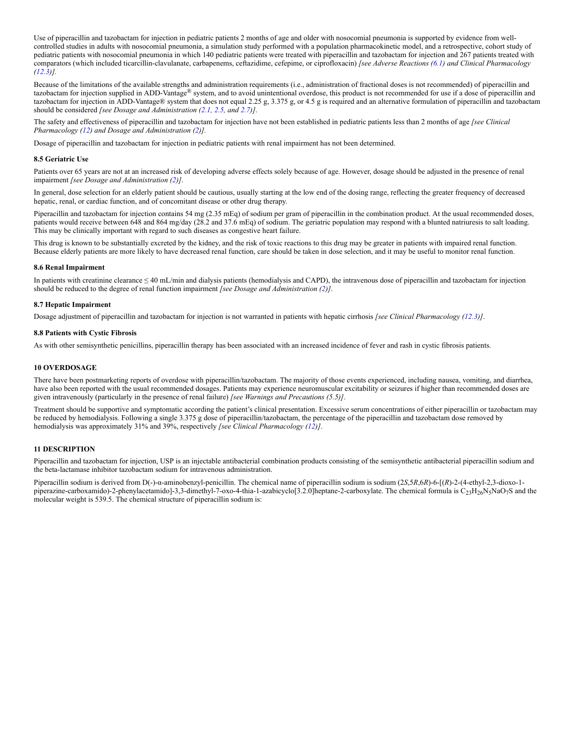Use of piperacillin and tazobactam for injection in pediatric patients 2 months of age and older with nosocomial pneumonia is supported by evidence from well-controlled studies in adults with nosocomial pneumonia, a simulation study performed with a population pharmacokinetic model, and a retrospective, cohort study of pediatric patients with nosocomial pneumonia in which 140 pediatric patients were treated with piperacillin and tazobactam for injection and 267 patients treated with comparators (which included ticarcillin-clavulanate, carbapenems, ceftazidime, cefepime, or ciprofloxacin) *[see Adverse Reactions (6.1) and Clinical Pharmacology (12.3)].*

Because of the limitations of the available strengths and administration requirements (i.e., administration of fractional doses is not recommended) of piperacillin and tazobactam for injection supplied in ADD-Vantage® system, and to avoid unintentional overdose, this product is not recommended for use if a dose of piperacillin and tazobactam for injection in ADD-Vantage® system that does not equal 2.25 g, 3.375 g, or 4.5 g is required and an alternative formulation of piperacillin and tazobactam should be considered *[see Dosage and Administration (2.1, 2.5, and 2.7)]*.

The safety and effectiveness of piperacillin and tazobactam for injection have not been established in pediatric patients less than 2 months of age *[see Clinical Pharmacology (12) and Dosage and Administration (2)].*

Dosage of piperacillin and tazobactam for injection in pediatric patients with renal impairment has not been determined.

### 8.5 Geriatric Use

Patients over 65 years are not at an increased risk of developing adverse effects solely because of age. However, dosage should be adjusted in the presence of renal impairment *[see Dosage and Administration (2)].*

In general, dose selection for an elderly patient should be cautious, usually starting at the low end of the dosing range, reflecting the greater frequency of decreased hepatic, renal, or cardiac function, and of concomitant disease or other drug therapy.

Piperacillin and tazobactam for injection contains 54 mg (2.35 mEq) of sodium per gram of piperacillin in the combination product. At the usual recommended doses, patients would receive between 648 and 864 mg/day (28.2 and 37.6 mEq) of sodium. The geriatric population may respond with a blunted natriuresis to salt loading. This may be clinically important with regard to such diseases as congestive heart failure.

This drug is known to be substantially excreted by the kidney, and the risk of toxic reactions to this drug may be greater in patients with impaired renal function. Because elderly patients are more likely to have decreased renal function, care should be taken in dose selection, and it may be useful to monitor renal function.

### 8.6 Renal Impairment

In patients with creatinine clearance ≤ 40 mL/min and dialysis patients (hemodialysis and CAPD), the intravenous dose of piperacillin and tazobactam for injection should be reduced to the degree of renal function impairment *[see Dosage and Administration (2)]*.

### 8.7 Hepatic Impairment

Dosage adjustment of piperacillin and tazobactam for injection is not warranted in patients with hepatic cirrhosis *[see Clinical Pharmacology (12.3)]*.

### 8.8 Patients with Cystic Fibrosis

As with other semisynthetic penicillins, piperacillin therapy has been associated with an increased incidence of fever and rash in cystic fibrosis patients.

## 10 OVERDOSAGE

There have been postmarketing reports of overdose with piperacillin/tazobactam. The majority of those events experienced, including nausea, vomiting, and diarrhea, have also been reported with the usual recommended dosages. Patients may experience neuromuscular excitability or seizures if higher than recommended doses are given intravenously (particularly in the presence of renal failure) *[see Warnings and Precautions (5.5)]*.

Treatment should be supportive and symptomatic according the patient's clinical presentation. Excessive serum concentrations of either piperacillin or tazobactam may be reduced by hemodialysis. Following a single 3.375 g dose of piperacillin/tazobactam, the percentage of the piperacillin and tazobactam dose removed by hemodialysis was approximately 31% and 39%, respectively *[see Clinical Pharmacology (12)]*.

## 11 DESCRIPTION

Piperacillin and tazobactam for injection, USP is an injectable antibacterial combination products consisting of the semisynthetic antibacterial piperacillin sodium and the beta-lactamase inhibitor tazobactam sodium for intravenous administration.

Piperacillin sodium is derived from D(-)-α-aminobenzyl-penicillin. The chemical name of piperacillin sodium is sodium (2*S*,5*R*,6*R*)-6-[(*R*)-2-(4-ethyl-2,3-dioxo-1-piperazine-carboxamido)-2-phenylacetamido]-3,3-dimethyl-7-oxo-4-thia-1-azabicyclo[3.2.0]heptane-2-carboxylate. The chemical formula is $C_{23}H_{26}N_5NaO_7S$ and the molecular weight is 539.5. The chemical structure of piperacillin sodium is: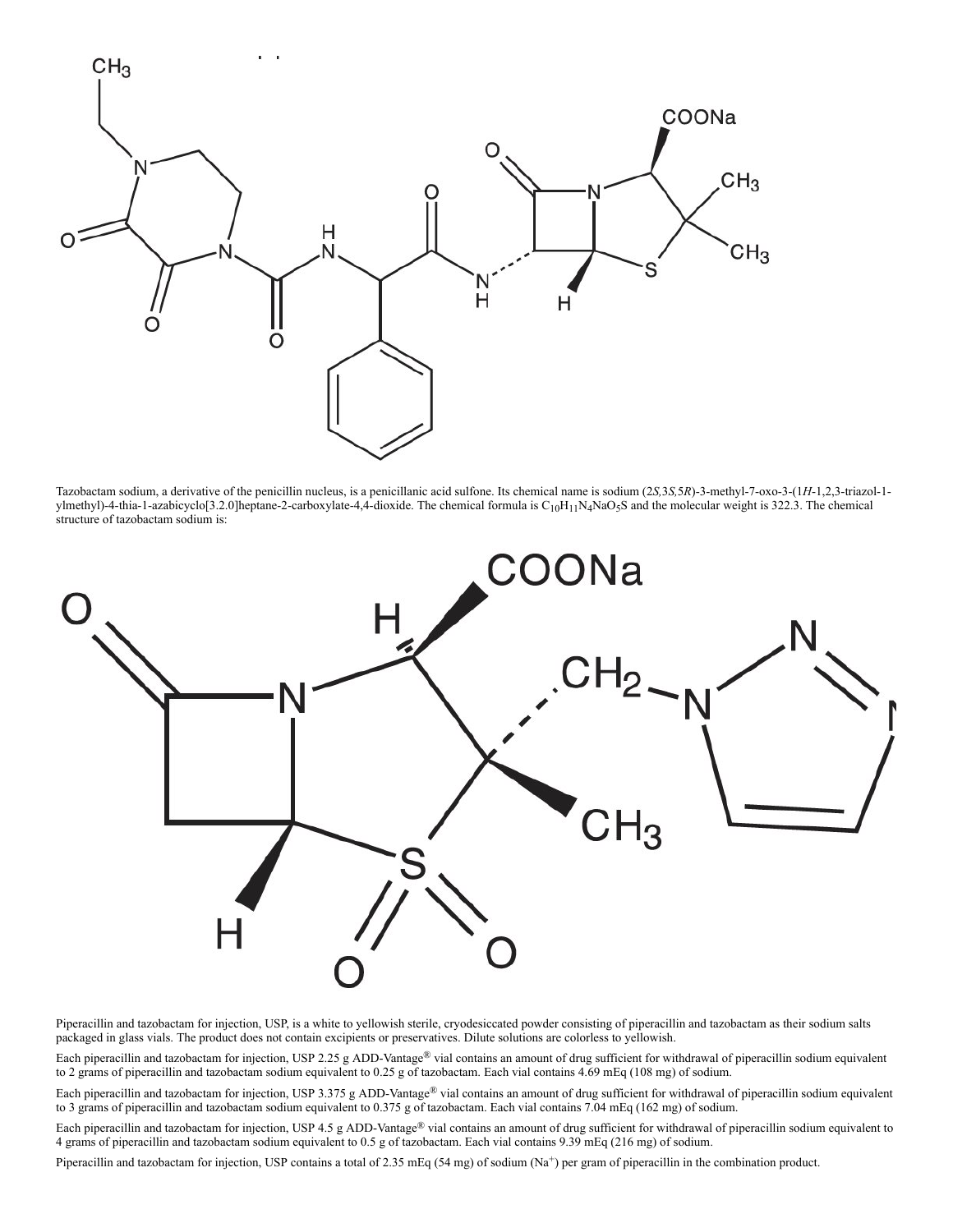Tazobactam sodium, a derivative of the penicillin nucleus, is a penicillanic acid sulfone. Its chemical name is sodium (2*S*,3*S*,5*R*)-3-methyl-7-oxo-3-(1*H*-1,2,3-triazol-1-ylmethyl)-4-thia-1-azabicyclo[3.2.0]heptane-2-carboxylate-4,4-dioxide. The chemical formula is $C_{10}H_{11}N_4NaO_5S$ and the molecular weight is 322.3. The chemical structure of tazobactam sodium is:

Piperacillin and tazobactam for injection, USP, is a white to yellowish sterile, cryodesiccated powder consisting of piperacillin and tazobactam as their sodium salts packaged in glass vials. The product does not contain excipients or preservatives. Dilute solutions are colorless to yellowish.

Each piperacillin and tazobactam for injection, USP 2.25 g ADD-Vantage® vial contains an amount of drug sufficient for withdrawal of piperacillin sodium equivalent to 2 grams of piperacillin and tazobactam sodium equivalent to 0.25 g of tazobactam. Each vial contains 4.69 mEq (108 mg) of sodium.

Each piperacillin and tazobactam for injection, USP 3.375 g ADD-Vantage® vial contains an amount of drug sufficient for withdrawal of piperacillin sodium equivalent to 3 grams of piperacillin and tazobactam sodium equivalent to 0.375 g of tazobactam. Each vial contains 7.04 mEq (162 mg) of sodium.

Each piperacillin and tazobactam for injection, USP 4.5 g ADD-Vantage® vial contains an amount of drug sufficient for withdrawal of piperacillin sodium equivalent to 4 grams of piperacillin and tazobactam sodium equivalent to 0.5 g of tazobactam. Each vial contains 9.39 mEq (216 mg) of sodium.

Piperacillin and tazobactam for injection, USP contains a total of 2.35 mEq (54 mg) of sodium ($Na^+$) per gram of piperacillin in the combination product.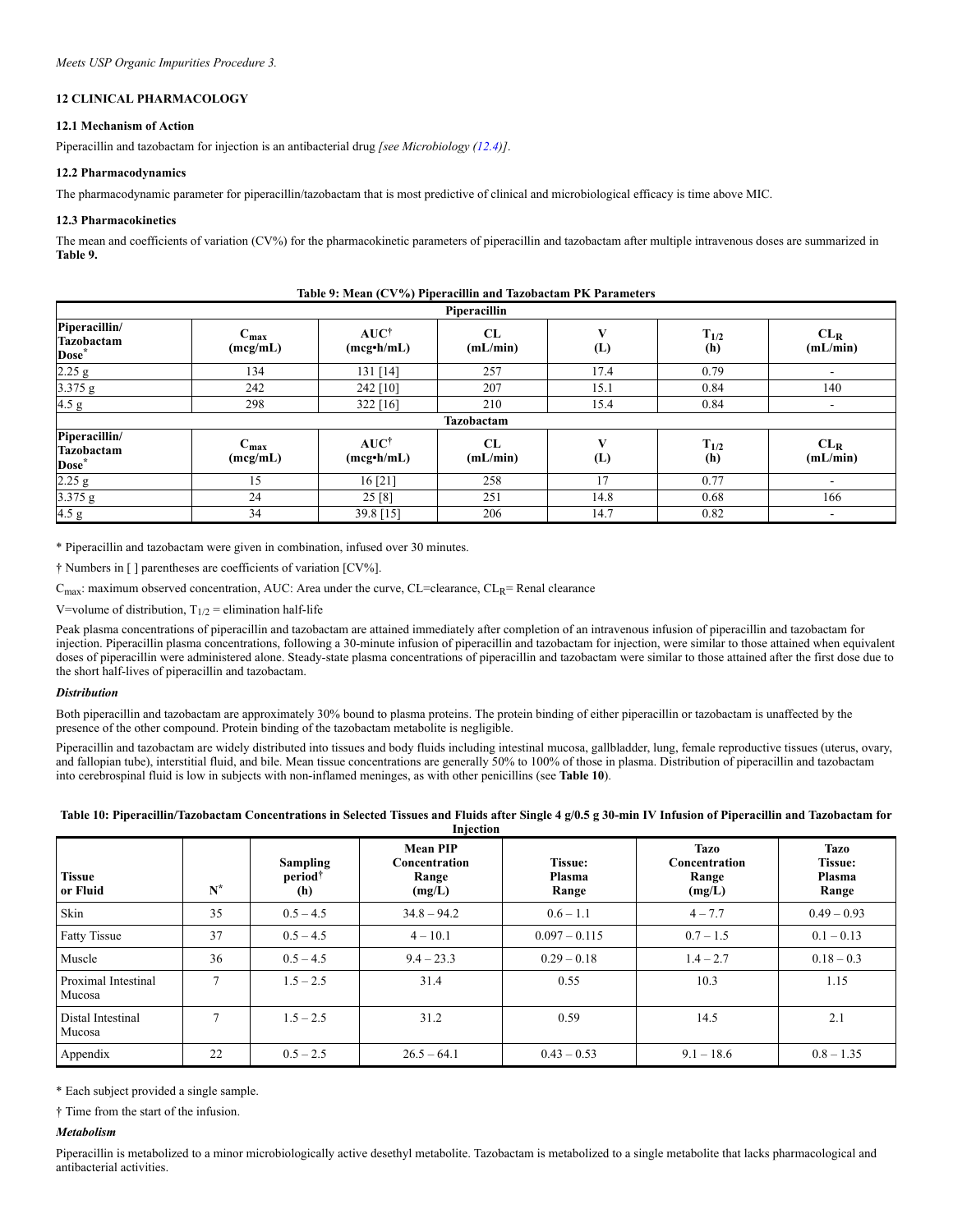*Meets USP Organic Impurities Procedure 3.*

## 12 CLINICAL PHARMACOLOGY

### 12.1 Mechanism of Action

Piperacillin and tazobactam for injection is an antibacterial drug *[see Microbiology (12.4)]*.

### 12.2 Pharmacodynamics

The pharmacodynamic parameter for piperacillin/tazobactam that is most predictive of clinical and microbiological efficacy is time above MIC.

### 12.3 Pharmacokinetics

The mean and coefficients of variation (CV%) for the pharmacokinetic parameters of piperacillin and tazobactam after multiple intravenous doses are summarized in **Table 9.**

**Table 9: Mean (CV%) Piperacillin and Tazobactam PK Parameters**

| Piperacillin | | | | | | |
|---|---|---|---|---|---|---|
| **Piperacillin/ Tazobactam Dose*** | **$C_{max}$ (mcg/mL)** | **AUC† (mcg•h/mL)** | **CL (mL/min)** | **V (L)** | **$T_{1/2}$ (h)** | **$CL_R$ (mL/min)** |
| 2.25 g | 134 | 131 [14] | 257 | 17.4 | 0.79 | - |
| 3.375 g | 242 | 242 [10] | 207 | 15.1 | 0.84 | 140 |
| 4.5 g | 298 | 322 [16] | 210 | 15.4 | 0.84 | - |
| **Tazobactam** | | | | | | |
| **Piperacillin/ Tazobactam Dose*** | **$C_{max}$ (mcg/mL)** | **AUC† (mcg•h/mL)** | **CL (mL/min)** | **V (L)** | **$T_{1/2}$ (h)** | **$CL_R$ (mL/min)** |
| 2.25 g | 15 | 16 [21] | 258 | 17 | 0.77 | - |
| 3.375 g | 24 | 25 [8] | 251 | 14.8 | 0.68 | 166 |
| 4.5 g | 34 | 39.8 [15] | 206 | 14.7 | 0.82 | - |

\* Piperacillin and tazobactam were given in combination, infused over 30 minutes.

† Numbers in [ ] parentheses are coefficients of variation [CV%].

$C_{max}$: maximum observed concentration, AUC: Area under the curve, CL=clearance, $CL_R$= Renal clearance

V=volume of distribution, $T_{1/2}$ = elimination half-life

Peak plasma concentrations of piperacillin and tazobactam are attained immediately after completion of an intravenous infusion of piperacillin and tazobactam for injection. Piperacillin plasma concentrations, following a 30-minute infusion of piperacillin and tazobactam for injection, were similar to those attained when equivalent doses of piperacillin were administered alone. Steady-state plasma concentrations of piperacillin and tazobactam were similar to those attained after the first dose due to the short half-lives of piperacillin and tazobactam.

***Distribution***

Both piperacillin and tazobactam are approximately 30% bound to plasma proteins. The protein binding of either piperacillin or tazobactam is unaffected by the presence of the other compound. Protein binding of the tazobactam metabolite is negligible.

Piperacillin and tazobactam are widely distributed into tissues and body fluids including intestinal mucosa, gallbladder, lung, female reproductive tissues (uterus, ovary, and fallopian tube), interstitial fluid, and bile. Mean tissue concentrations are generally 50% to 100% of those in plasma. Distribution of piperacillin and tazobactam into cerebrospinal fluid is low in subjects with non-inflamed meninges, as with other penicillins (see **Table 10**).

**Table 10: Piperacillin/Tazobactam Concentrations in Selected Tissues and Fluids after Single 4 g/0.5 g 30-min IV Infusion of Piperacillin and Tazobactam for Injection**

| Tissue or Fluid | N* | Sampling period† (h) | Mean PIP Concentration Range (mg/L) | Tissue: Plasma Range | Tazo Concentration Range (mg/L) | Tazo Tissue: Plasma Range |
|---|---|---|---|---|---|---|
| Skin | 35 | 0.5 – 4.5 | 34.8 – 94.2 | 0.6 – 1.1 | 4 – 7.7 | 0.49 – 0.93 |
| Fatty Tissue | 37 | 0.5 – 4.5 | 4 – 10.1 | 0.097 – 0.115 | 0.7 – 1.5 | 0.1 – 0.13 |
| Muscle | 36 | 0.5 – 4.5 | 9.4 – 23.3 | 0.29 – 0.18 | 1.4 – 2.7 | 0.18 – 0.3 |
| Proximal Intestinal Mucosa | 7 | 1.5 – 2.5 | 31.4 | 0.55 | 10.3 | 1.15 |
| Distal Intestinal Mucosa | 7 | 1.5 – 2.5 | 31.2 | 0.59 | 14.5 | 2.1 |
| Appendix | 22 | 0.5 – 2.5 | 26.5 – 64.1 | 0.43 – 0.53 | 9.1 – 18.6 | 0.8 – 1.35 |

\* Each subject provided a single sample.

† Time from the start of the infusion.

***Metabolism***

Piperacillin is metabolized to a minor microbiologically active desethyl metabolite. Tazobactam is metabolized to a single metabolite that lacks pharmacological and antibacterial activities.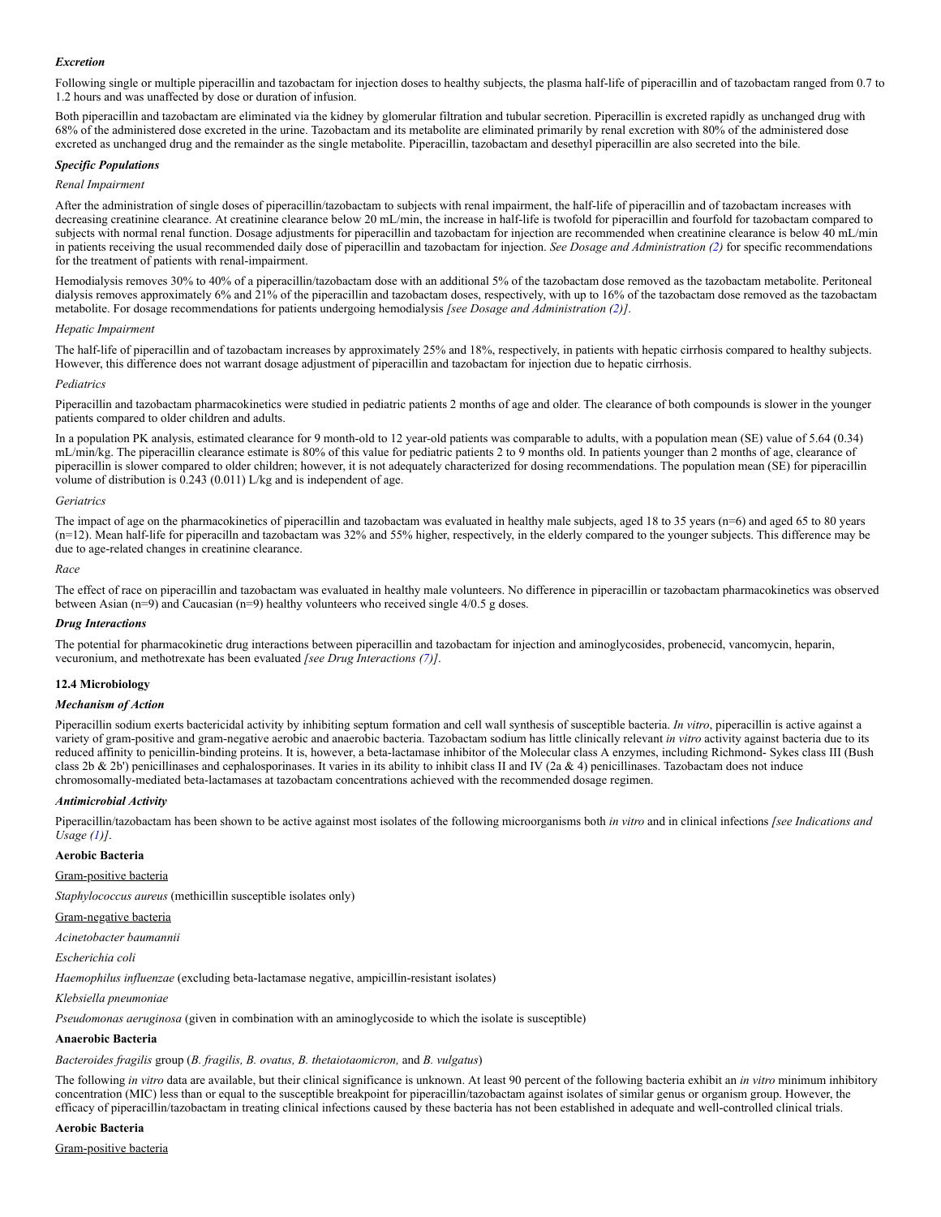#### *Excretion*

Following single or multiple piperacillin and tazobactam for injection doses to healthy subjects, the plasma half-life of piperacillin and of tazobactam ranged from 0.7 to 1.2 hours and was unaffected by dose or duration of infusion.

Both piperacillin and tazobactam are eliminated via the kidney by glomerular filtration and tubular secretion. Piperacillin is excreted rapidly as unchanged drug with 68% of the administered dose excreted in the urine. Tazobactam and its metabolite are eliminated primarily by renal excretion with 80% of the administered dose excreted as unchanged drug and the remainder as the single metabolite. Piperacillin, tazobactam and desethyl piperacillin are also secreted into the bile.

#### *Specific Populations*

*Renal Impairment*

After the administration of single doses of piperacillin/tazobactam to subjects with renal impairment, the half-life of piperacillin and of tazobactam increases with decreasing creatinine clearance. At creatinine clearance below 20 mL/min, the increase in half-life is twofold for piperacillin and fourfold for tazobactam compared to subjects with normal renal function. Dosage adjustments for piperacillin and tazobactam for injection are recommended when creatinine clearance is below 40 mL/min in patients receiving the usual recommended daily dose of piperacillin and tazobactam for injection. *See Dosage and Administration (2)* for specific recommendations for the treatment of patients with renal-impairment.

Hemodialysis removes 30% to 40% of a piperacillin/tazobactam dose with an additional 5% of the tazobactam dose removed as the tazobactam metabolite. Peritoneal dialysis removes approximately 6% and 21% of the piperacillin and tazobactam doses, respectively, with up to 16% of the tazobactam dose removed as the tazobactam metabolite. For dosage recommendations for patients undergoing hemodialysis *[see Dosage and Administration (2)]*.

*Hepatic Impairment*

The half-life of piperacillin and of tazobactam increases by approximately 25% and 18%, respectively, in patients with hepatic cirrhosis compared to healthy subjects. However, this difference does not warrant dosage adjustment of piperacillin and tazobactam for injection due to hepatic cirrhosis.

*Pediatrics*

Piperacillin and tazobactam pharmacokinetics were studied in pediatric patients 2 months of age and older. The clearance of both compounds is slower in the younger patients compared to older children and adults.

In a population PK analysis, estimated clearance for 9 month-old to 12 year-old patients was comparable to adults, with a population mean (SE) value of 5.64 (0.34) mL/min/kg. The piperacillin clearance estimate is 80% of this value for pediatric patients 2 to 9 months old. In patients younger than 2 months of age, clearance of piperacillin is slower compared to older children; however, it is not adequately characterized for dosing recommendations. The population mean (SE) for piperacillin volume of distribution is 0.243 (0.011) L/kg and is independent of age.

*Geriatrics*

The impact of age on the pharmacokinetics of piperacillin and tazobactam was evaluated in healthy male subjects, aged 18 to 35 years (n=6) and aged 65 to 80 years (n=12). Mean half-life for piperacilln and tazobactam was 32% and 55% higher, respectively, in the elderly compared to the younger subjects. This difference may be due to age-related changes in creatinine clearance.

*Race*

The effect of race on piperacillin and tazobactam was evaluated in healthy male volunteers. No difference in piperacillin or tazobactam pharmacokinetics was observed between Asian (n=9) and Caucasian (n=9) healthy volunteers who received single 4/0.5 g doses.

#### *Drug Interactions*

The potential for pharmacokinetic drug interactions between piperacillin and tazobactam for injection and aminoglycosides, probenecid, vancomycin, heparin, vecuronium, and methotrexate has been evaluated *[see Drug Interactions (7)]*.

### 12.4 Microbiology

#### *Mechanism of Action*

Piperacillin sodium exerts bactericidal activity by inhibiting septum formation and cell wall synthesis of susceptible bacteria. *In vitro*, piperacillin is active against a variety of gram-positive and gram-negative aerobic and anaerobic bacteria. Tazobactam sodium has little clinically relevant *in vitro* activity against bacteria due to its reduced affinity to penicillin-binding proteins. It is, however, a beta-lactamase inhibitor of the Molecular class A enzymes, including Richmond- Sykes class III (Bush class 2b & 2b') penicillinases and cephalosporinases. It varies in its ability to inhibit class II and IV (2a & 4) penicillinases. Tazobactam does not induce chromosomally-mediated beta-lactamases at tazobactam concentrations achieved with the recommended dosage regimen.

#### *Antimicrobial Activity*

Piperacillin/tazobactam has been shown to be active against most isolates of the following microorganisms both *in vitro* and in clinical infections *[see Indications and Usage (1)]*.

**Aerobic Bacteria**

Gram-positive bacteria

*Staphylococcus aureus* (methicillin susceptible isolates only)

Gram-negative bacteria

*Acinetobacter baumannii*

*Escherichia coli*

*Haemophilus influenzae* (excluding beta-lactamase negative, ampicillin-resistant isolates)

*Klebsiella pneumoniae*

*Pseudomonas aeruginosa* (given in combination with an aminoglycoside to which the isolate is susceptible)

**Anaerobic Bacteria**

*Bacteroides fragilis* group (*B. fragilis, B. ovatus, B. thetaiotaomicron,* and *B. vulgatus*)

The following *in vitro* data are available, but their clinical significance is unknown. At least 90 percent of the following bacteria exhibit an *in vitro* minimum inhibitory concentration (MIC) less than or equal to the susceptible breakpoint for piperacillin/tazobactam against isolates of similar genus or organism group. However, the efficacy of piperacillin/tazobactam in treating clinical infections caused by these bacteria has not been established in adequate and well-controlled clinical trials.

**Aerobic Bacteria**

Gram-positive bacteria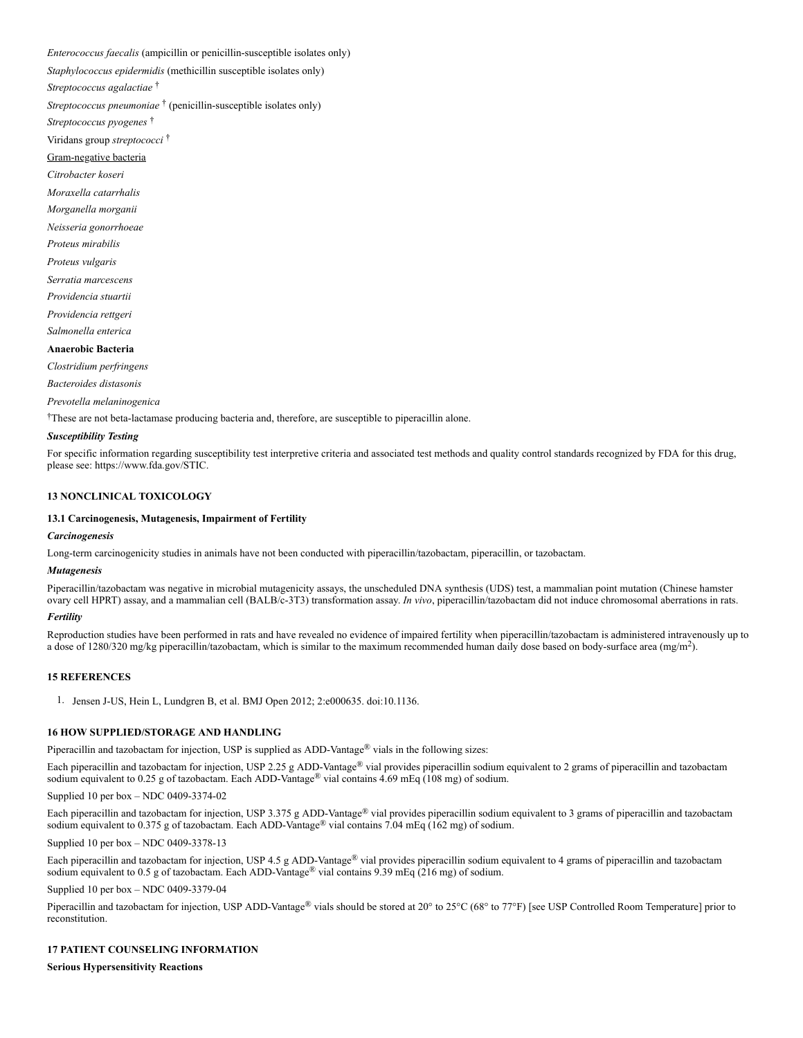*Enterococcus faecalis* (ampicillin or penicillin-susceptible isolates only)

*Staphylococcus epidermidis* (methicillin susceptible isolates only)

*Streptococcus agalactiae* †

*Streptococcus pneumoniae* † (penicillin-susceptible isolates only)

*Streptococcus pyogenes* †

Viridans group *streptococci* †

Gram-negative bacteria

*Citrobacter koseri*

*Moraxella catarrhalis*

*Morganella morganii*

*Neisseria gonorrhoeae*

*Proteus mirabilis*

*Proteus vulgaris*

*Serratia marcescens*

*Providencia stuartii*

*Providencia rettgeri*

*Salmonella enterica*

**Anaerobic Bacteria**

*Clostridium perfringens*

*Bacteroides distasonis*

*Prevotella melaninogenica*

†These are not beta-lactamase producing bacteria and, therefore, are susceptible to piperacillin alone.

***Susceptibility Testing***

For specific information regarding susceptibility test interpretive criteria and associated test methods and quality control standards recognized by FDA for this drug, please see: https://www.fda.gov/STIC.

## 13 NONCLINICAL TOXICOLOGY

### 13.1 Carcinogenesis, Mutagenesis, Impairment of Fertility

***Carcinogenesis***

Long-term carcinogenicity studies in animals have not been conducted with piperacillin/tazobactam, piperacillin, or tazobactam.

***Mutagenesis***

Piperacillin/tazobactam was negative in microbial mutagenicity assays, the unscheduled DNA synthesis (UDS) test, a mammalian point mutation (Chinese hamster ovary cell HPRT) assay, and a mammalian cell (BALB/c-3T3) transformation assay. *In vivo*, piperacillin/tazobactam did not induce chromosomal aberrations in rats.

***Fertility***

Reproduction studies have been performed in rats and have revealed no evidence of impaired fertility when piperacillin/tazobactam is administered intravenously up to a dose of 1280/320 mg/kg piperacillin/tazobactam, which is similar to the maximum recommended human daily dose based on body-surface area (mg/m$^2$).

## 15 REFERENCES

1. Jensen J-US, Hein L, Lundgren B, et al. BMJ Open 2012; 2:e000635. doi:10.1136.

## 16 HOW SUPPLIED/STORAGE AND HANDLING

Piperacillin and tazobactam for injection, USP is supplied as ADD-Vantage® vials in the following sizes:

Each piperacillin and tazobactam for injection, USP 2.25 g ADD-Vantage® vial provides piperacillin sodium equivalent to 2 grams of piperacillin and tazobactam sodium equivalent to 0.25 g of tazobactam. Each ADD-Vantage® vial contains 4.69 mEq (108 mg) of sodium.

Supplied 10 per box – NDC 0409-3374-02

Each piperacillin and tazobactam for injection, USP 3.375 g ADD-Vantage® vial provides piperacillin sodium equivalent to 3 grams of piperacillin and tazobactam sodium equivalent to 0.375 g of tazobactam. Each ADD-Vantage® vial contains 7.04 mEq (162 mg) of sodium.

Supplied 10 per box – NDC 0409-3378-13

Each piperacillin and tazobactam for injection, USP 4.5 g ADD-Vantage® vial provides piperacillin sodium equivalent to 4 grams of piperacillin and tazobactam sodium equivalent to 0.5 g of tazobactam. Each ADD-Vantage® vial contains 9.39 mEq (216 mg) of sodium.

Supplied 10 per box – NDC 0409-3379-04

Piperacillin and tazobactam for injection, USP ADD-Vantage® vials should be stored at 20° to 25°C (68° to 77°F) [see USP Controlled Room Temperature] prior to reconstitution.

## 17 PATIENT COUNSELING INFORMATION

**Serious Hypersensitivity Reactions**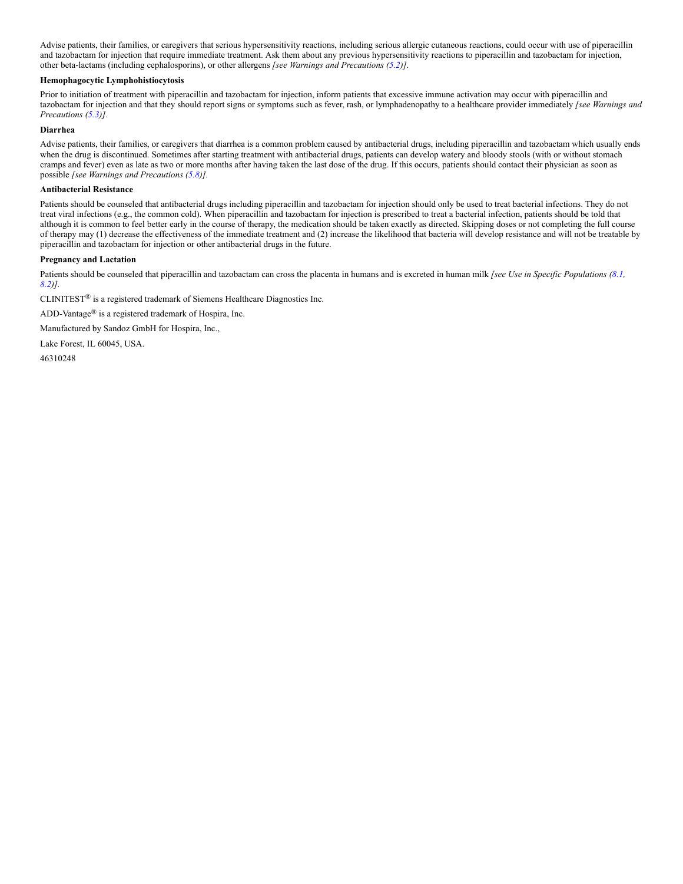Advise patients, their families, or caregivers that serious hypersensitivity reactions, including serious allergic cutaneous reactions, could occur with use of piperacillin and tazobactam for injection that require immediate treatment. Ask them about any previous hypersensitivity reactions to piperacillin and tazobactam for injection, other beta-lactams (including cephalosporins), or other allergens *[see Warnings and Precautions (5.2)]*.

**Hemophagocytic Lymphohistiocytosis**

Prior to initiation of treatment with piperacillin and tazobactam for injection, inform patients that excessive immune activation may occur with piperacillin and tazobactam for injection and that they should report signs or symptoms such as fever, rash, or lymphadenopathy to a healthcare provider immediately *[see Warnings and Precautions (5.3)]*.

**Diarrhea**

Advise patients, their families, or caregivers that diarrhea is a common problem caused by antibacterial drugs, including piperacillin and tazobactam which usually ends when the drug is discontinued. Sometimes after starting treatment with antibacterial drugs, patients can develop watery and bloody stools (with or without stomach cramps and fever) even as late as two or more months after having taken the last dose of the drug. If this occurs, patients should contact their physician as soon as possible *[see Warnings and Precautions (5.8)]*.

**Antibacterial Resistance**

Patients should be counseled that antibacterial drugs including piperacillin and tazobactam for injection should only be used to treat bacterial infections. They do not treat viral infections (e.g., the common cold). When piperacillin and tazobactam for injection is prescribed to treat a bacterial infection, patients should be told that although it is common to feel better early in the course of therapy, the medication should be taken exactly as directed. Skipping doses or not completing the full course of therapy may (1) decrease the effectiveness of the immediate treatment and (2) increase the likelihood that bacteria will develop resistance and will not be treatable by piperacillin and tazobactam for injection or other antibacterial drugs in the future.

**Pregnancy and Lactation**

Patients should be counseled that piperacillin and tazobactam can cross the placenta in humans and is excreted in human milk *[see Use in Specific Populations (8.1, 8.2)]*.

CLINITEST® is a registered trademark of Siemens Healthcare Diagnostics Inc.

ADD-Vantage® is a registered trademark of Hospira, Inc.

Manufactured by Sandoz GmbH for Hospira, Inc.,

Lake Forest, IL 60045, USA.

46310248